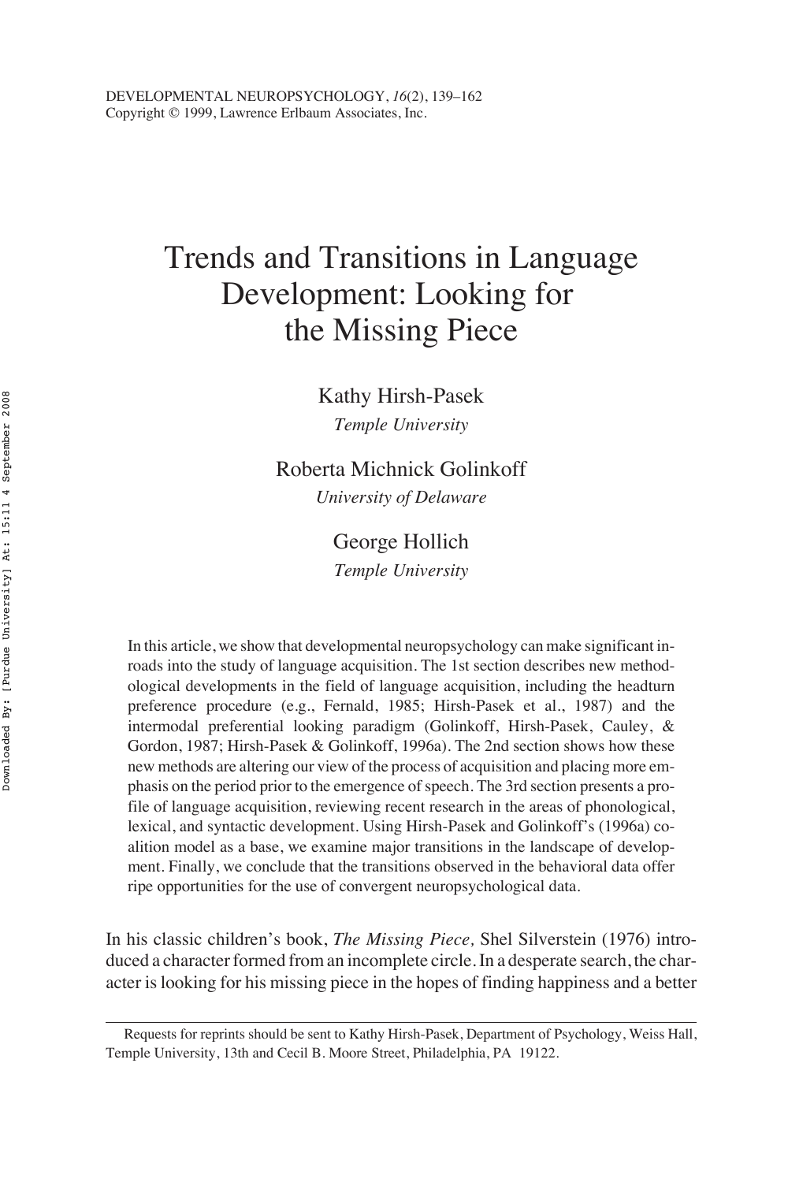# Trends and Transitions in Language Development: Looking for the Missing Piece

Kathy Hirsh-Pasek
*Temple University*

Roberta Michnick Golinkoff
*University of Delaware*

George Hollich
*Temple University*

In this article, we show that developmental neuropsychology can make significant inroads into the study of language acquisition. The 1st section describes new methodological developments in the field of language acquisition, including the headturn preference procedure (e.g., Fernald, 1985; Hirsh-Pasek et al., 1987) and the intermodal preferential looking paradigm (Golinkoff, Hirsh-Pasek, Cauley, & Gordon, 1987; Hirsh-Pasek & Golinkoff, 1996a). The 2nd section shows how these new methods are altering our view of the process of acquisition and placing more emphasis on the period prior to the emergence of speech. The 3rd section presents a profile of language acquisition, reviewing recent research in the areas of phonological, lexical, and syntactic development. Using Hirsh-Pasek and Golinkoff's (1996a) coalition model as a base, we examine major transitions in the landscape of development. Finally, we conclude that the transitions observed in the behavioral data offer ripe opportunities for the use of convergent neuropsychological data.

In his classic children's book, *The Missing Piece,* Shel Silverstein (1976) introduced a character formed from an incomplete circle. In a desperate search, the character is looking for his missing piece in the hopes of finding happiness and a better

Requests for reprints should be sent to Kathy Hirsh-Pasek, Department of Psychology, Weiss Hall, Temple University, 13th and Cecil B. Moore Street, Philadelphia, PA 19122.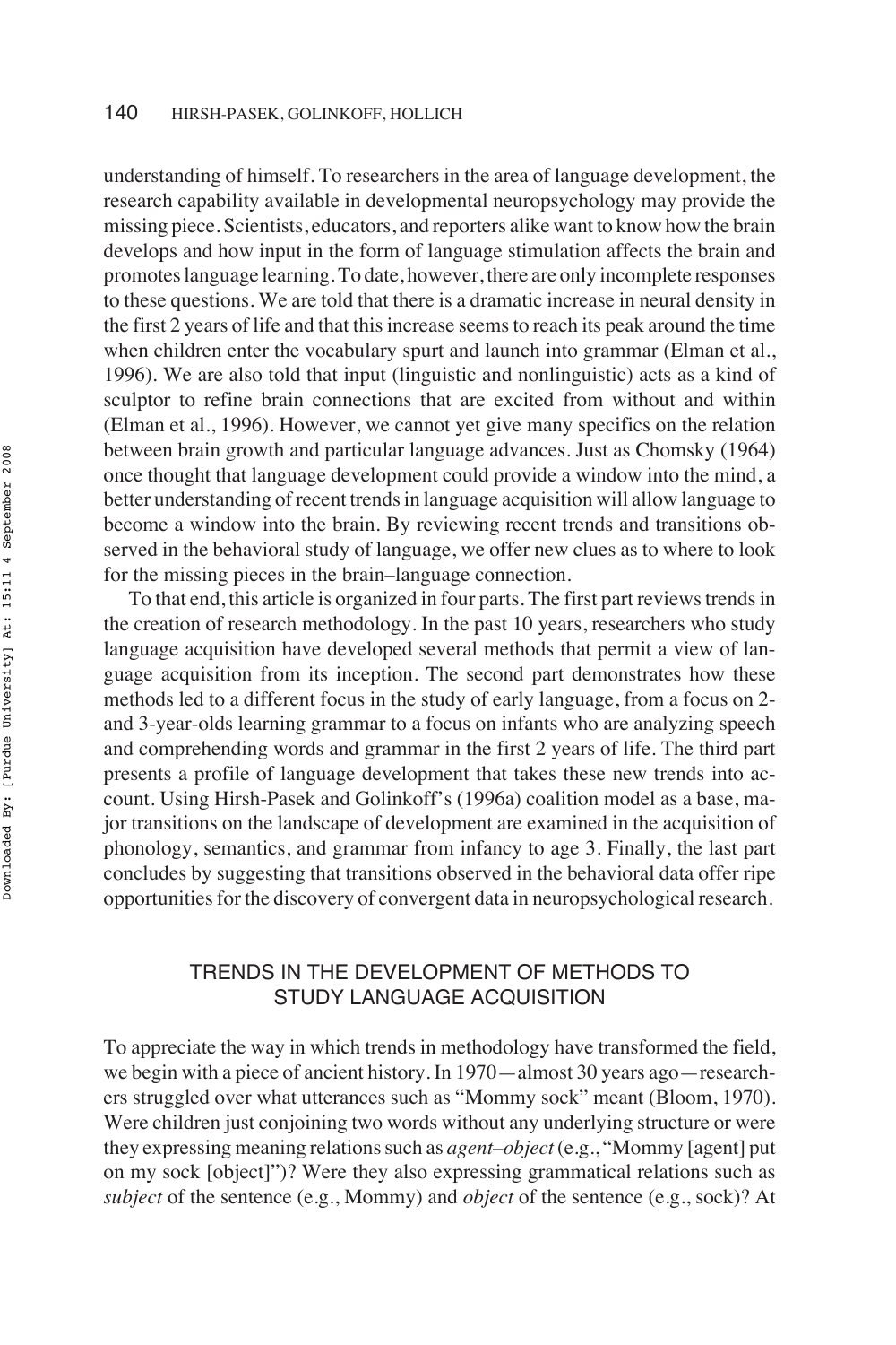understanding of himself. To researchers in the area of language development, the research capability available in developmental neuropsychology may provide the missing piece. Scientists, educators, and reporters alike want to know how the brain develops and how input in the form of language stimulation affects the brain and promotes language learning. To date, however, there are only incomplete responses to these questions. We are told that there is a dramatic increase in neural density in the first 2 years of life and that this increase seems to reach its peak around the time when children enter the vocabulary spurt and launch into grammar (Elman et al., 1996). We are also told that input (linguistic and nonlinguistic) acts as a kind of sculptor to refine brain connections that are excited from without and within (Elman et al., 1996). However, we cannot yet give many specifics on the relation between brain growth and particular language advances. Just as Chomsky (1964) once thought that language development could provide a window into the mind, a better understanding of recent trends in language acquisition will allow language to become a window into the brain. By reviewing recent trends and transitions observed in the behavioral study of language, we offer new clues as to where to look for the missing pieces in the brain–language connection.

To that end, this article is organized in four parts. The first part reviews trends in the creation of research methodology. In the past 10 years, researchers who study language acquisition have developed several methods that permit a view of language acquisition from its inception. The second part demonstrates how these methods led to a different focus in the study of early language, from a focus on 2- and 3-year-olds learning grammar to a focus on infants who are analyzing speech and comprehending words and grammar in the first 2 years of life. The third part presents a profile of language development that takes these new trends into account. Using Hirsh-Pasek and Golinkoff's (1996a) coalition model as a base, major transitions on the landscape of development are examined in the acquisition of phonology, semantics, and grammar from infancy to age 3. Finally, the last part concludes by suggesting that transitions observed in the behavioral data offer ripe opportunities for the discovery of convergent data in neuropsychological research.

## TRENDS IN THE DEVELOPMENT OF METHODS TO STUDY LANGUAGE ACQUISITION

To appreciate the way in which trends in methodology have transformed the field, we begin with a piece of ancient history. In 1970—almost 30 years ago—researchers struggled over what utterances such as "Mommy sock" meant (Bloom, 1970). Were children just conjoining two words without any underlying structure or were they expressing meaning relations such as *agent–object* (e.g., "Mommy [agent] put on my sock [object]")? Were they also expressing grammatical relations such as *subject* of the sentence (e.g., Mommy) and *object* of the sentence (e.g., sock)? At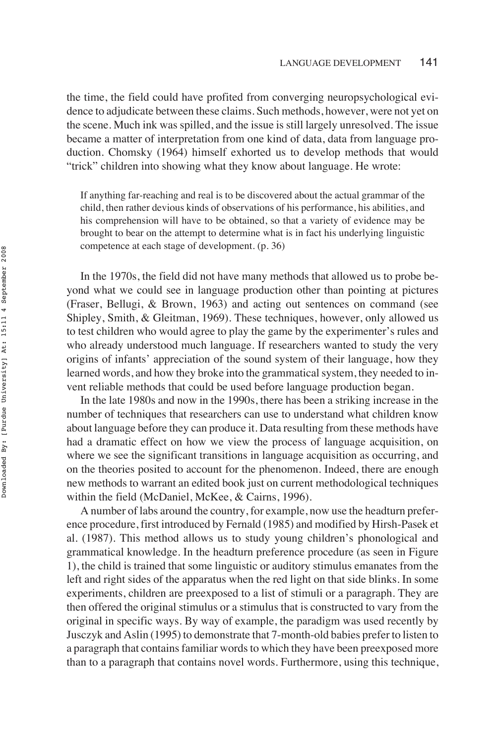the time, the field could have profited from converging neuropsychological evidence to adjudicate between these claims. Such methods, however, were not yet on the scene. Much ink was spilled, and the issue is still largely unresolved. The issue became a matter of interpretation from one kind of data, data from language production. Chomsky (1964) himself exhorted us to develop methods that would "trick" children into showing what they know about language. He wrote:

> If anything far-reaching and real is to be discovered about the actual grammar of the child, then rather devious kinds of observations of his performance, his abilities, and his comprehension will have to be obtained, so that a variety of evidence may be brought to bear on the attempt to determine what is in fact his underlying linguistic competence at each stage of development. (p. 36)

In the 1970s, the field did not have many methods that allowed us to probe beyond what we could see in language production other than pointing at pictures (Fraser, Bellugi, & Brown, 1963) and acting out sentences on command (see Shipley, Smith, & Gleitman, 1969). These techniques, however, only allowed us to test children who would agree to play the game by the experimenter's rules and who already understood much language. If researchers wanted to study the very origins of infants' appreciation of the sound system of their language, how they learned words, and how they broke into the grammatical system, they needed to invent reliable methods that could be used before language production began.

In the late 1980s and now in the 1990s, there has been a striking increase in the number of techniques that researchers can use to understand what children know about language before they can produce it. Data resulting from these methods have had a dramatic effect on how we view the process of language acquisition, on where we see the significant transitions in language acquisition as occurring, and on the theories posited to account for the phenomenon. Indeed, there are enough new methods to warrant an edited book just on current methodological techniques within the field (McDaniel, McKee, & Cairns, 1996).

A number of labs around the country, for example, now use the headturn preference procedure, first introduced by Fernald (1985) and modified by Hirsh-Pasek et al. (1987). This method allows us to study young children's phonological and grammatical knowledge. In the headturn preference procedure (as seen in Figure 1), the child is trained that some linguistic or auditory stimulus emanates from the left and right sides of the apparatus when the red light on that side blinks. In some experiments, children are preexposed to a list of stimuli or a paragraph. They are then offered the original stimulus or a stimulus that is constructed to vary from the original in specific ways. By way of example, the paradigm was used recently by Jusczyk and Aslin (1995) to demonstrate that 7-month-old babies prefer to listen to a paragraph that contains familiar words to which they have been preexposed more than to a paragraph that contains novel words. Furthermore, using this technique,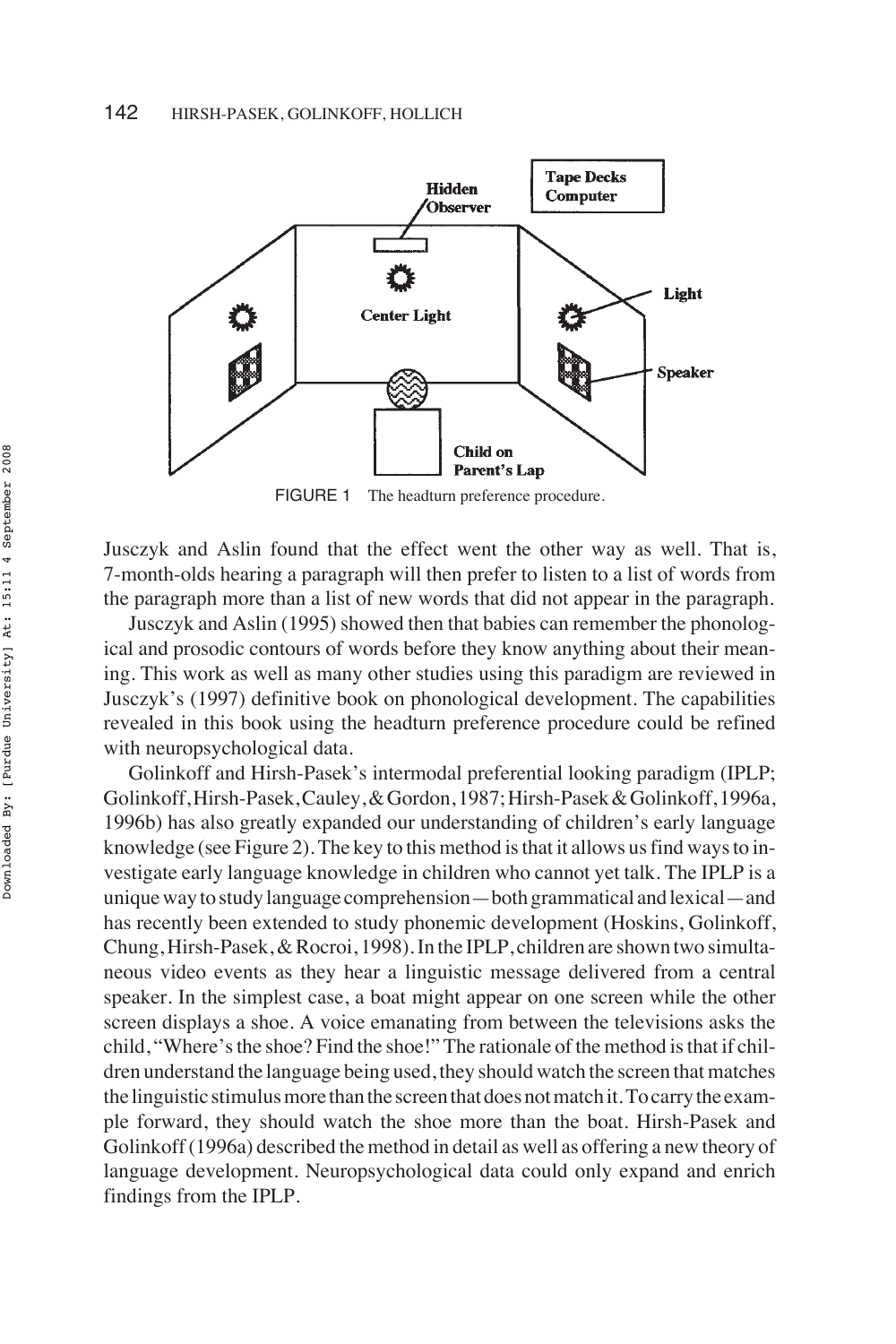FIGURE 1 The headturn preference procedure.

Jusczyk and Aslin found that the effect went the other way as well. That is, 7-month-olds hearing a paragraph will then prefer to listen to a list of words from the paragraph more than a list of new words that did not appear in the paragraph.

Jusczyk and Aslin (1995) showed then that babies can remember the phonological and prosodic contours of words before they know anything about their meaning. This work as well as many other studies using this paradigm are reviewed in Jusczyk's (1997) definitive book on phonological development. The capabilities revealed in this book using the headturn preference procedure could be refined with neuropsychological data.

Golinkoff and Hirsh-Pasek's intermodal preferential looking paradigm (IPLP; Golinkoff, Hirsh-Pasek, Cauley, & Gordon, 1987; Hirsh-Pasek & Golinkoff, 1996a, 1996b) has also greatly expanded our understanding of children's early language knowledge (see Figure 2). The key to this method is that it allows us find ways to investigate early language knowledge in children who cannot yet talk. The IPLP is a unique way to study language comprehension—both grammatical and lexical—and has recently been extended to study phonemic development (Hoskins, Golinkoff, Chung, Hirsh-Pasek, & Rocroi, 1998). In the IPLP, children are shown two simultaneous video events as they hear a linguistic message delivered from a central speaker. In the simplest case, a boat might appear on one screen while the other screen displays a shoe. A voice emanating from between the televisions asks the child, "Where's the shoe? Find the shoe!" The rationale of the method is that if children understand the language being used, they should watch the screen that matches the linguistic stimulus more than the screen that does not match it. To carry the example forward, they should watch the shoe more than the boat. Hirsh-Pasek and Golinkoff (1996a) described the method in detail as well as offering a new theory of language development. Neuropsychological data could only expand and enrich findings from the IPLP.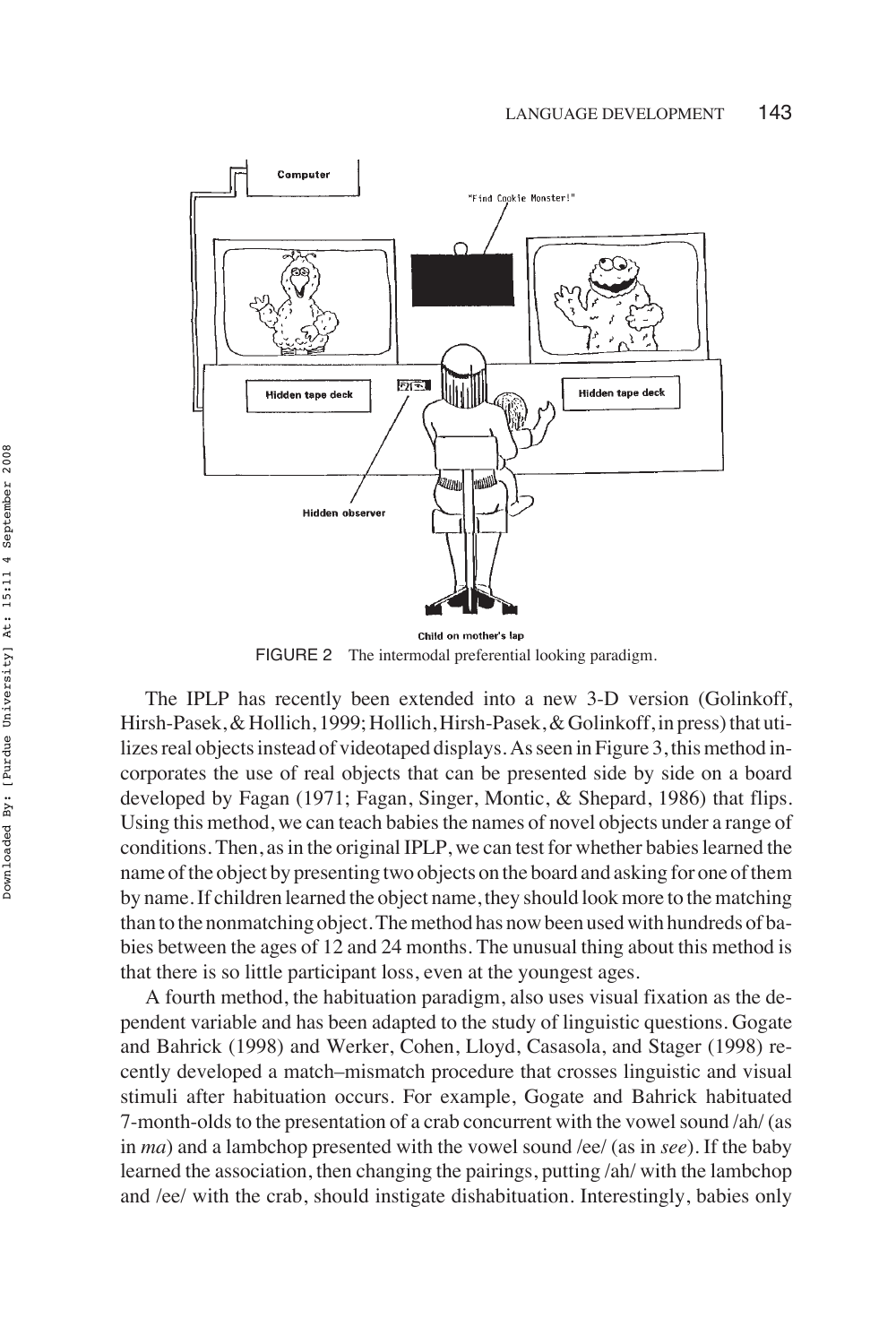FIGURE 2 The intermodal preferential looking paradigm.

The IPLP has recently been extended into a new 3-D version (Golinkoff, Hirsh-Pasek, & Hollich, 1999; Hollich, Hirsh-Pasek, & Golinkoff, in press) that utilizes real objects instead of videotaped displays. As seen in Figure 3, this method incorporates the use of real objects that can be presented side by side on a board developed by Fagan (1971; Fagan, Singer, Montic, & Shepard, 1986) that flips. Using this method, we can teach babies the names of novel objects under a range of conditions. Then, as in the original IPLP, we can test for whether babies learned the name of the object by presenting two objects on the board and asking for one of them by name. If children learned the object name, they should look more to the matching than to the nonmatching object. The method has now been used with hundreds of babies between the ages of 12 and 24 months. The unusual thing about this method is that there is so little participant loss, even at the youngest ages.

A fourth method, the habituation paradigm, also uses visual fixation as the dependent variable and has been adapted to the study of linguistic questions. Gogate and Bahrick (1998) and Werker, Cohen, Lloyd, Casasola, and Stager (1998) recently developed a match–mismatch procedure that crosses linguistic and visual stimuli after habituation occurs. For example, Gogate and Bahrick habituated 7-month-olds to the presentation of a crab concurrent with the vowel sound /ah/ (as in *ma*) and a lambchop presented with the vowel sound /ee/ (as in *see*). If the baby learned the association, then changing the pairings, putting /ah/ with the lambchop and /ee/ with the crab, should instigate dishabituation. Interestingly, babies only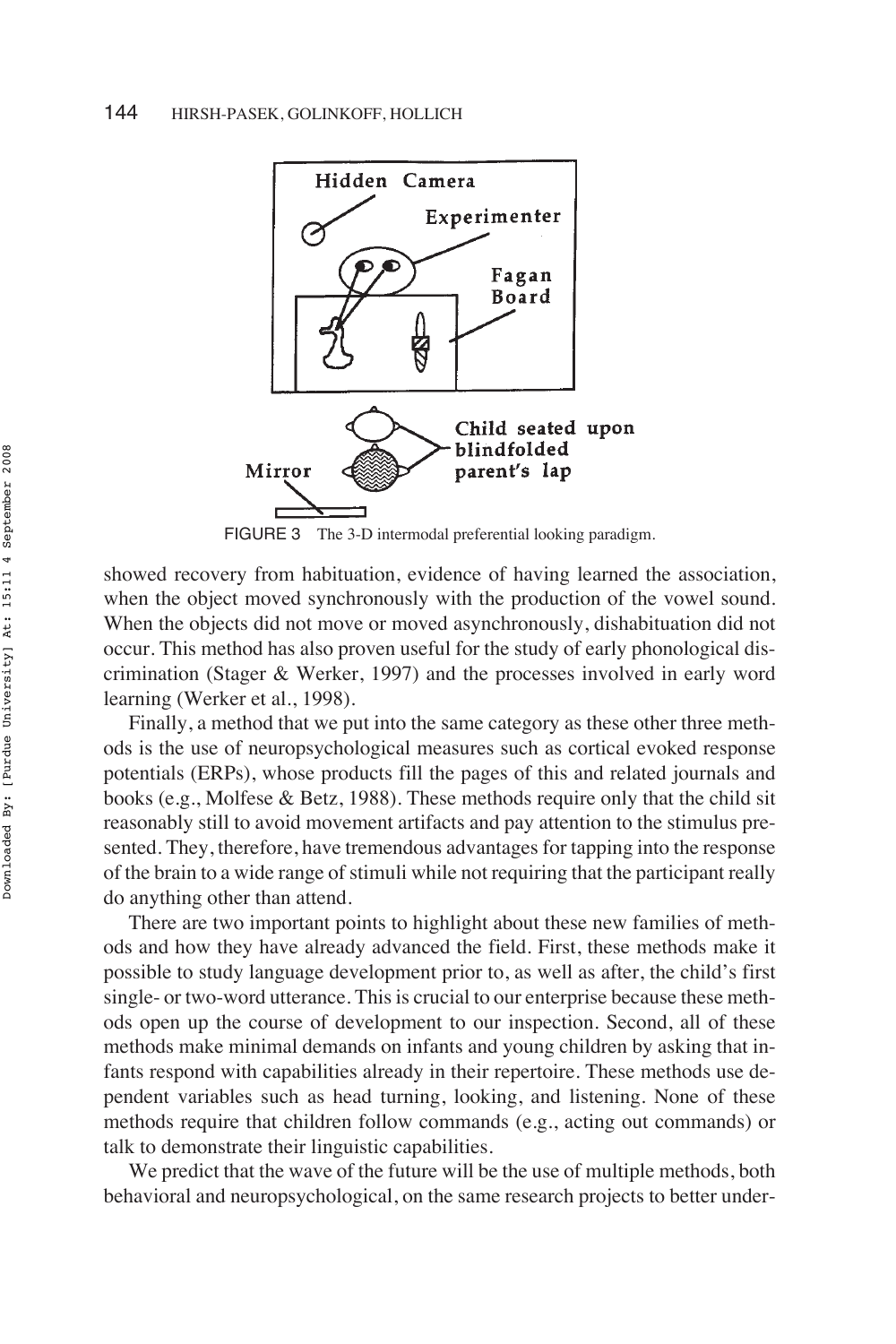FIGURE 3 The 3-D intermodal preferential looking paradigm.

showed recovery from habituation, evidence of having learned the association, when the object moved synchronously with the production of the vowel sound. When the objects did not move or moved asynchronously, dishabituation did not occur. This method has also proven useful for the study of early phonological discrimination (Stager & Werker, 1997) and the processes involved in early word learning (Werker et al., 1998).

Finally, a method that we put into the same category as these other three methods is the use of neuropsychological measures such as cortical evoked response potentials (ERPs), whose products fill the pages of this and related journals and books (e.g., Molfese & Betz, 1988). These methods require only that the child sit reasonably still to avoid movement artifacts and pay attention to the stimulus presented. They, therefore, have tremendous advantages for tapping into the response of the brain to a wide range of stimuli while not requiring that the participant really do anything other than attend.

There are two important points to highlight about these new families of methods and how they have already advanced the field. First, these methods make it possible to study language development prior to, as well as after, the child's first single- or two-word utterance. This is crucial to our enterprise because these methods open up the course of development to our inspection. Second, all of these methods make minimal demands on infants and young children by asking that infants respond with capabilities already in their repertoire. These methods use dependent variables such as head turning, looking, and listening. None of these methods require that children follow commands (e.g., acting out commands) or talk to demonstrate their linguistic capabilities.

We predict that the wave of the future will be the use of multiple methods, both behavioral and neuropsychological, on the same research projects to better under-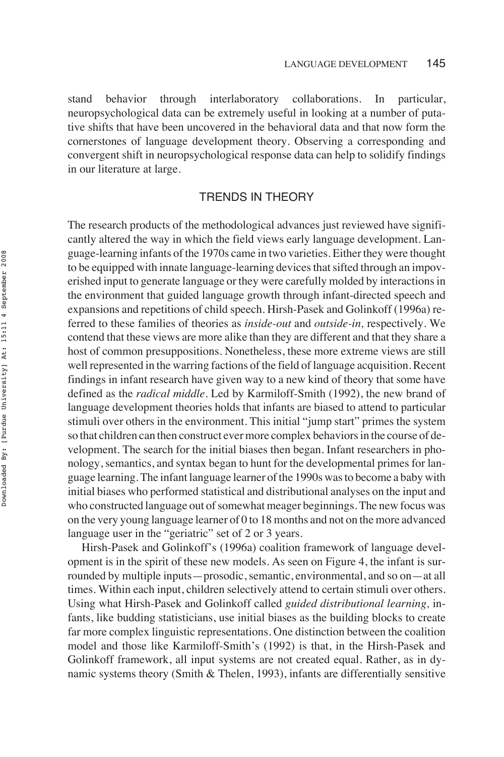stand behavior through interlaboratory collaborations. In particular, neuropsychological data can be extremely useful in looking at a number of putative shifts that have been uncovered in the behavioral data and that now form the cornerstones of language development theory. Observing a corresponding and convergent shift in neuropsychological response data can help to solidify findings in our literature at large.

## TRENDS IN THEORY

The research products of the methodological advances just reviewed have significantly altered the way in which the field views early language development. Language-learning infants of the 1970s came in two varieties. Either they were thought to be equipped with innate language-learning devices that sifted through an impoverished input to generate language or they were carefully molded by interactions in the environment that guided language growth through infant-directed speech and expansions and repetitions of child speech. Hirsh-Pasek and Golinkoff (1996a) referred to these families of theories as *inside-out* and *outside-in,* respectively. We contend that these views are more alike than they are different and that they share a host of common presuppositions. Nonetheless, these more extreme views are still well represented in the warring factions of the field of language acquisition. Recent findings in infant research have given way to a new kind of theory that some have defined as the *radical middle*. Led by Karmiloff-Smith (1992), the new brand of language development theories holds that infants are biased to attend to particular stimuli over others in the environment. This initial "jump start" primes the system so that children can then construct ever more complex behaviors in the course of development. The search for the initial biases then began. Infant researchers in phonology, semantics, and syntax began to hunt for the developmental primes for language learning. The infant language learner of the 1990s was to become a baby with initial biases who performed statistical and distributional analyses on the input and who constructed language out of somewhat meager beginnings. The new focus was on the very young language learner of 0 to 18 months and not on the more advanced language user in the "geriatric" set of 2 or 3 years.

Hirsh-Pasek and Golinkoff's (1996a) coalition framework of language development is in the spirit of these new models. As seen on Figure 4, the infant is surrounded by multiple inputs—prosodic, semantic, environmental, and so on—at all times. Within each input, children selectively attend to certain stimuli over others. Using what Hirsh-Pasek and Golinkoff called *guided distributional learning,* infants, like budding statisticians, use initial biases as the building blocks to create far more complex linguistic representations. One distinction between the coalition model and those like Karmiloff-Smith's (1992) is that, in the Hirsh-Pasek and Golinkoff framework, all input systems are not created equal. Rather, as in dynamic systems theory (Smith & Thelen, 1993), infants are differentially sensitive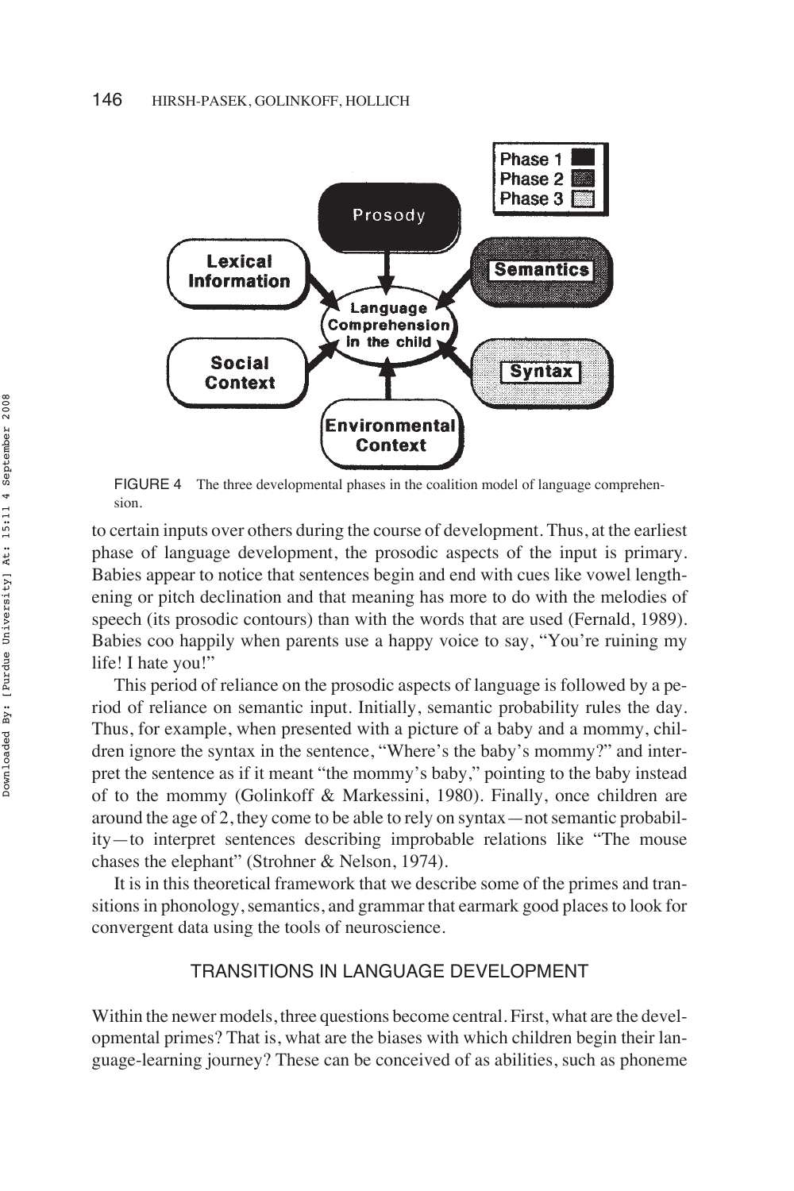FIGURE 4 The three developmental phases in the coalition model of language comprehension.

to certain inputs over others during the course of development. Thus, at the earliest phase of language development, the prosodic aspects of the input is primary. Babies appear to notice that sentences begin and end with cues like vowel lengthening or pitch declination and that meaning has more to do with the melodies of speech (its prosodic contours) than with the words that are used (Fernald, 1989). Babies coo happily when parents use a happy voice to say, "You're ruining my life! I hate you!"

This period of reliance on the prosodic aspects of language is followed by a period of reliance on semantic input. Initially, semantic probability rules the day. Thus, for example, when presented with a picture of a baby and a mommy, children ignore the syntax in the sentence, "Where's the baby's mommy?" and interpret the sentence as if it meant "the mommy's baby," pointing to the baby instead of to the mommy (Golinkoff & Markessini, 1980). Finally, once children are around the age of 2, they come to be able to rely on syntax—not semantic probability—to interpret sentences describing improbable relations like "The mouse chases the elephant" (Strohner & Nelson, 1974).

It is in this theoretical framework that we describe some of the primes and transitions in phonology, semantics, and grammar that earmark good places to look for convergent data using the tools of neuroscience.

## TRANSITIONS IN LANGUAGE DEVELOPMENT

Within the newer models, three questions become central. First, what are the developmental primes? That is, what are the biases with which children begin their language-learning journey? These can be conceived of as abilities, such as phoneme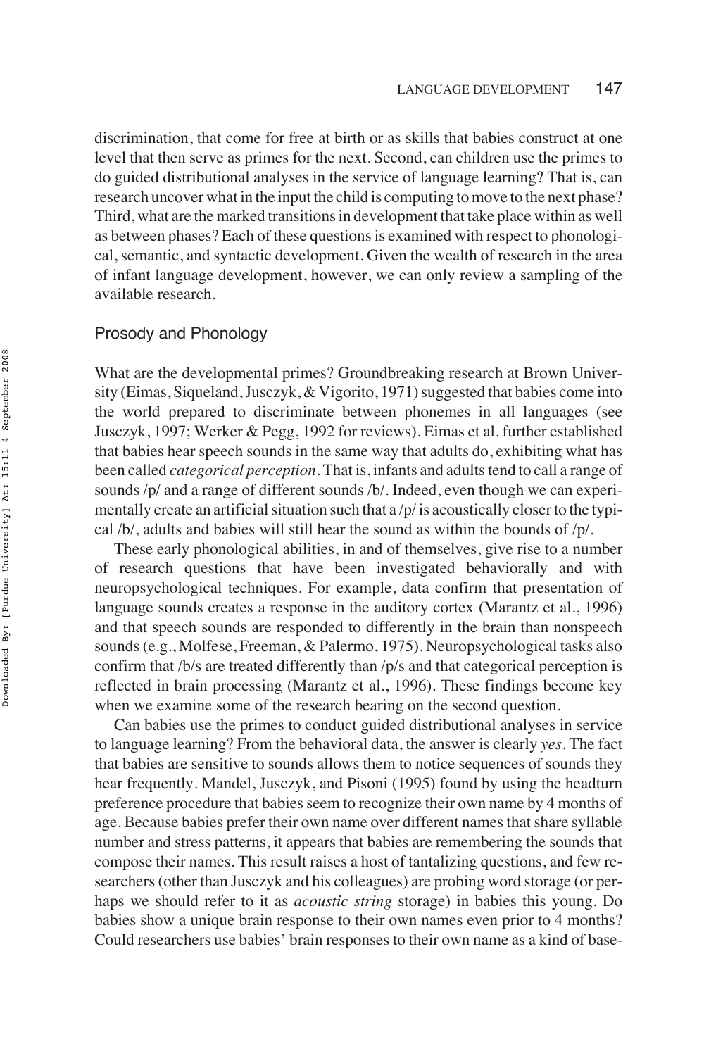discrimination, that come for free at birth or as skills that babies construct at one level that then serve as primes for the next. Second, can children use the primes to do guided distributional analyses in the service of language learning? That is, can research uncover what in the input the child is computing to move to the next phase? Third, what are the marked transitions in development that take place within as well as between phases? Each of these questions is examined with respect to phonological, semantic, and syntactic development. Given the wealth of research in the area of infant language development, however, we can only review a sampling of the available research.

## Prosody and Phonology

What are the developmental primes? Groundbreaking research at Brown University (Eimas, Siqueland, Jusczyk, & Vigorito, 1971) suggested that babies come into the world prepared to discriminate between phonemes in all languages (see Jusczyk, 1997; Werker & Pegg, 1992 for reviews). Eimas et al. further established that babies hear speech sounds in the same way that adults do, exhibiting what has been called *categorical perception*. That is, infants and adults tend to call a range of sounds /p/ and a range of different sounds /b/. Indeed, even though we can experimentally create an artificial situation such that a /p/ is acoustically closer to the typical /b/, adults and babies will still hear the sound as within the bounds of /p/.

These early phonological abilities, in and of themselves, give rise to a number of research questions that have been investigated behaviorally and with neuropsychological techniques. For example, data confirm that presentation of language sounds creates a response in the auditory cortex (Marantz et al., 1996) and that speech sounds are responded to differently in the brain than nonspeech sounds (e.g., Molfese, Freeman, & Palermo, 1975). Neuropsychological tasks also confirm that /b/s are treated differently than /p/s and that categorical perception is reflected in brain processing (Marantz et al., 1996). These findings become key when we examine some of the research bearing on the second question.

Can babies use the primes to conduct guided distributional analyses in service to language learning? From the behavioral data, the answer is clearly *yes*. The fact that babies are sensitive to sounds allows them to notice sequences of sounds they hear frequently. Mandel, Jusczyk, and Pisoni (1995) found by using the headturn preference procedure that babies seem to recognize their own name by 4 months of age. Because babies prefer their own name over different names that share syllable number and stress patterns, it appears that babies are remembering the sounds that compose their names. This result raises a host of tantalizing questions, and few researchers (other than Jusczyk and his colleagues) are probing word storage (or perhaps we should refer to it as *acoustic string* storage) in babies this young. Do babies show a unique brain response to their own names even prior to 4 months? Could researchers use babies' brain responses to their own name as a kind of base-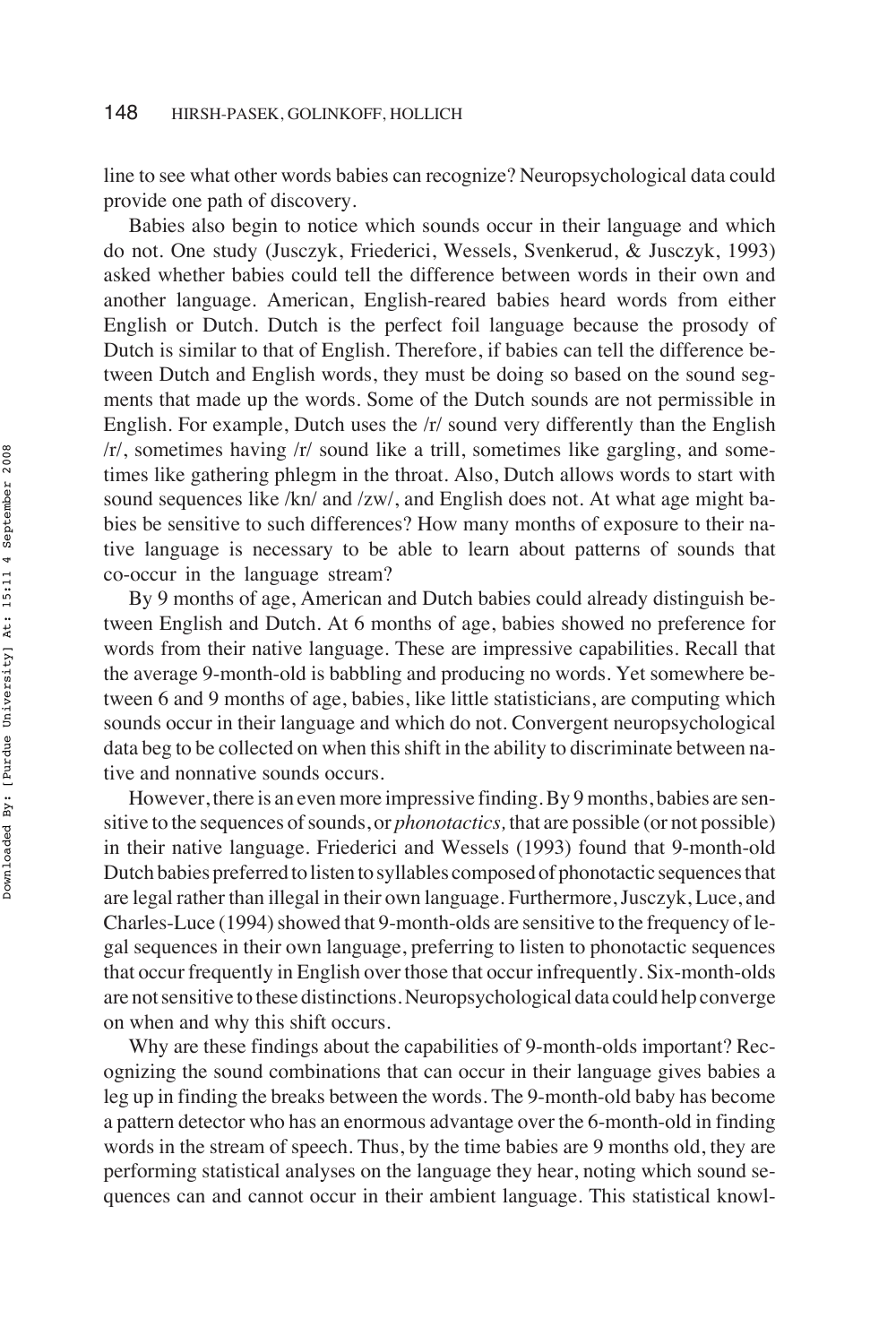line to see what other words babies can recognize? Neuropsychological data could provide one path of discovery.

Babies also begin to notice which sounds occur in their language and which do not. One study (Jusczyk, Friederici, Wessels, Svenkerud, & Jusczyk, 1993) asked whether babies could tell the difference between words in their own and another language. American, English-reared babies heard words from either English or Dutch. Dutch is the perfect foil language because the prosody of Dutch is similar to that of English. Therefore, if babies can tell the difference between Dutch and English words, they must be doing so based on the sound segments that made up the words. Some of the Dutch sounds are not permissible in English. For example, Dutch uses the /r/ sound very differently than the English /r/, sometimes having /r/ sound like a trill, sometimes like gargling, and sometimes like gathering phlegm in the throat. Also, Dutch allows words to start with sound sequences like /kn/ and /zw/, and English does not. At what age might babies be sensitive to such differences? How many months of exposure to their native language is necessary to be able to learn about patterns of sounds that co-occur in the language stream?

By 9 months of age, American and Dutch babies could already distinguish between English and Dutch. At 6 months of age, babies showed no preference for words from their native language. These are impressive capabilities. Recall that the average 9-month-old is babbling and producing no words. Yet somewhere between 6 and 9 months of age, babies, like little statisticians, are computing which sounds occur in their language and which do not. Convergent neuropsychological data beg to be collected on when this shift in the ability to discriminate between native and nonnative sounds occurs.

However, there is an even more impressive finding. By 9 months, babies are sensitive to the sequences of sounds, or *phonotactics,* that are possible (or not possible) in their native language. Friederici and Wessels (1993) found that 9-month-old Dutch babies preferred to listen to syllables composed of phonotactic sequences that are legal rather than illegal in their own language. Furthermore, Jusczyk, Luce, and Charles-Luce (1994) showed that 9-month-olds are sensitive to the frequency of legal sequences in their own language, preferring to listen to phonotactic sequences that occur frequently in English over those that occur infrequently. Six-month-olds are not sensitive to these distinctions. Neuropsychological data could help converge on when and why this shift occurs.

Why are these findings about the capabilities of 9-month-olds important? Recognizing the sound combinations that can occur in their language gives babies a leg up in finding the breaks between the words. The 9-month-old baby has become a pattern detector who has an enormous advantage over the 6-month-old in finding words in the stream of speech. Thus, by the time babies are 9 months old, they are performing statistical analyses on the language they hear, noting which sound sequences can and cannot occur in their ambient language. This statistical knowl-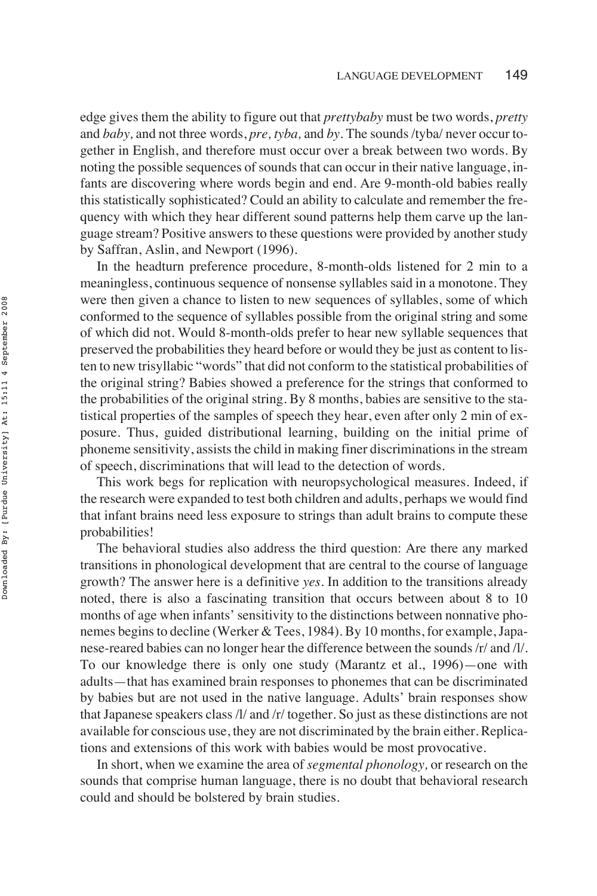edge gives them the ability to figure out that *prettybaby* must be two words, *pretty* and *baby,* and not three words, *pre, tyba,* and *by*. The sounds /tyba/ never occur together in English, and therefore must occur over a break between two words. By noting the possible sequences of sounds that can occur in their native language, infants are discovering where words begin and end. Are 9-month-old babies really this statistically sophisticated? Could an ability to calculate and remember the frequency with which they hear different sound patterns help them carve up the language stream? Positive answers to these questions were provided by another study by Saffran, Aslin, and Newport (1996).

In the headturn preference procedure, 8-month-olds listened for 2 min to a meaningless, continuous sequence of nonsense syllables said in a monotone. They were then given a chance to listen to new sequences of syllables, some of which conformed to the sequence of syllables possible from the original string and some of which did not. Would 8-month-olds prefer to hear new syllable sequences that preserved the probabilities they heard before or would they be just as content to listen to new trisyllabic "words" that did not conform to the statistical probabilities of the original string? Babies showed a preference for the strings that conformed to the probabilities of the original string. By 8 months, babies are sensitive to the statistical properties of the samples of speech they hear, even after only 2 min of exposure. Thus, guided distributional learning, building on the initial prime of phoneme sensitivity, assists the child in making finer discriminations in the stream of speech, discriminations that will lead to the detection of words.

This work begs for replication with neuropsychological measures. Indeed, if the research were expanded to test both children and adults, perhaps we would find that infant brains need less exposure to strings than adult brains to compute these probabilities!

The behavioral studies also address the third question: Are there any marked transitions in phonological development that are central to the course of language growth? The answer here is a definitive *yes*. In addition to the transitions already noted, there is also a fascinating transition that occurs between about 8 to 10 months of age when infants' sensitivity to the distinctions between nonnative phonemes begins to decline (Werker & Tees, 1984). By 10 months, for example, Japanese-reared babies can no longer hear the difference between the sounds /r/ and /l/. To our knowledge there is only one study (Marantz et al., 1996)—one with adults—that has examined brain responses to phonemes that can be discriminated by babies but are not used in the native language. Adults' brain responses show that Japanese speakers class /l/ and /r/ together. So just as these distinctions are not available for conscious use, they are not discriminated by the brain either. Replications and extensions of this work with babies would be most provocative.

In short, when we examine the area of *segmental phonology,* or research on the sounds that comprise human language, there is no doubt that behavioral research could and should be bolstered by brain studies.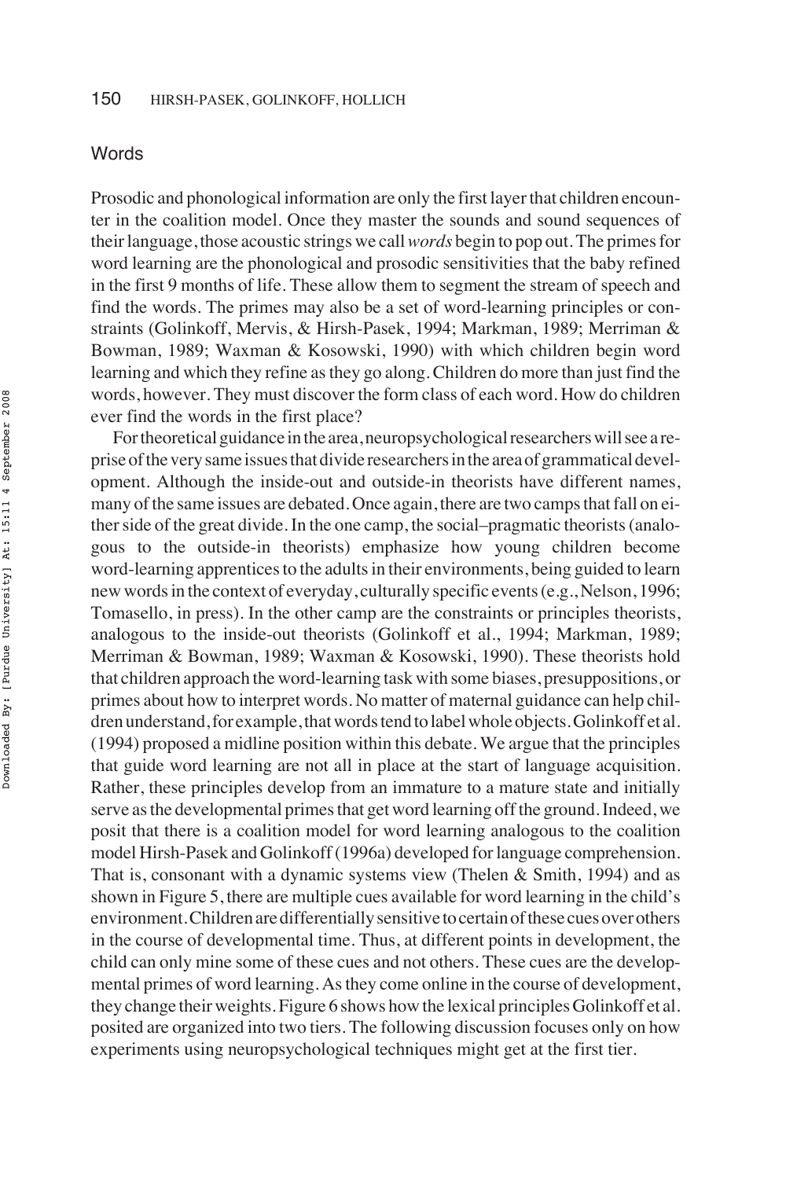## Words

Prosodic and phonological information are only the first layer that children encounter in the coalition model. Once they master the sounds and sound sequences of their language, those acoustic strings we call *words* begin to pop out. The primes for word learning are the phonological and prosodic sensitivities that the baby refined in the first 9 months of life. These allow them to segment the stream of speech and find the words. The primes may also be a set of word-learning principles or constraints (Golinkoff, Mervis, & Hirsh-Pasek, 1994; Markman, 1989; Merriman & Bowman, 1989; Waxman & Kosowski, 1990) with which children begin word learning and which they refine as they go along. Children do more than just find the words, however. They must discover the form class of each word. How do children ever find the words in the first place?

For theoretical guidance in the area, neuropsychological researchers will see a reprise of the very same issues that divide researchers in the area of grammatical development. Although the inside-out and outside-in theorists have different names, many of the same issues are debated. Once again, there are two camps that fall on either side of the great divide. In the one camp, the social–pragmatic theorists (analogous to the outside-in theorists) emphasize how young children become word-learning apprentices to the adults in their environments, being guided to learn new words in the context of everyday, culturally specific events (e.g., Nelson, 1996; Tomasello, in press). In the other camp are the constraints or principles theorists, analogous to the inside-out theorists (Golinkoff et al., 1994; Markman, 1989; Merriman & Bowman, 1989; Waxman & Kosowski, 1990). These theorists hold that children approach the word-learning task with some biases, presuppositions, or primes about how to interpret words. No matter of maternal guidance can help children understand, for example, that words tend to label whole objects. Golinkoff et al. (1994) proposed a midline position within this debate. We argue that the principles that guide word learning are not all in place at the start of language acquisition. Rather, these principles develop from an immature to a mature state and initially serve as the developmental primes that get word learning off the ground. Indeed, we posit that there is a coalition model for word learning analogous to the coalition model Hirsh-Pasek and Golinkoff (1996a) developed for language comprehension. That is, consonant with a dynamic systems view (Thelen & Smith, 1994) and as shown in Figure 5, there are multiple cues available for word learning in the child's environment. Children are differentially sensitive to certain of these cues over others in the course of developmental time. Thus, at different points in development, the child can only mine some of these cues and not others. These cues are the developmental primes of word learning. As they come online in the course of development, they change their weights. Figure 6 shows how the lexical principles Golinkoff et al. posited are organized into two tiers. The following discussion focuses only on how experiments using neuropsychological techniques might get at the first tier.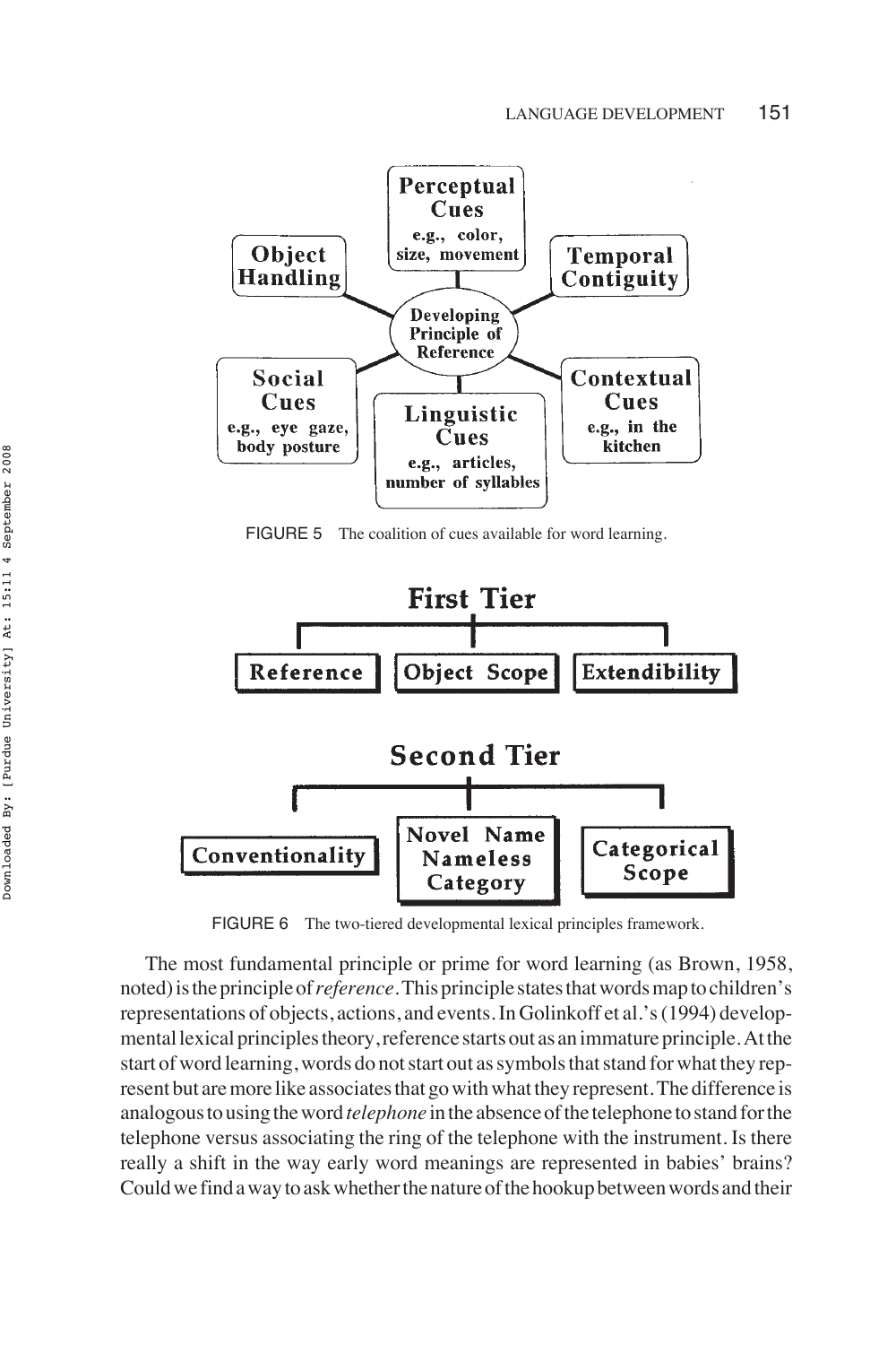FIGURE 5 The coalition of cues available for word learning.

FIGURE 6 The two-tiered developmental lexical principles framework.

The most fundamental principle or prime for word learning (as Brown, 1958, noted) is the principle of *reference*. This principle states that words map to children's representations of objects, actions, and events. In Golinkoff et al.'s (1994) developmental lexical principles theory, reference starts out as an immature principle. At the start of word learning, words do not start out as symbols that stand for what they represent but are more like associates that go with what they represent. The difference is analogous to using the word *telephone* in the absence of the telephone to stand for the telephone versus associating the ring of the telephone with the instrument. Is there really a shift in the way early word meanings are represented in babies' brains? Could we find a way to ask whether the nature of the hookup between words and their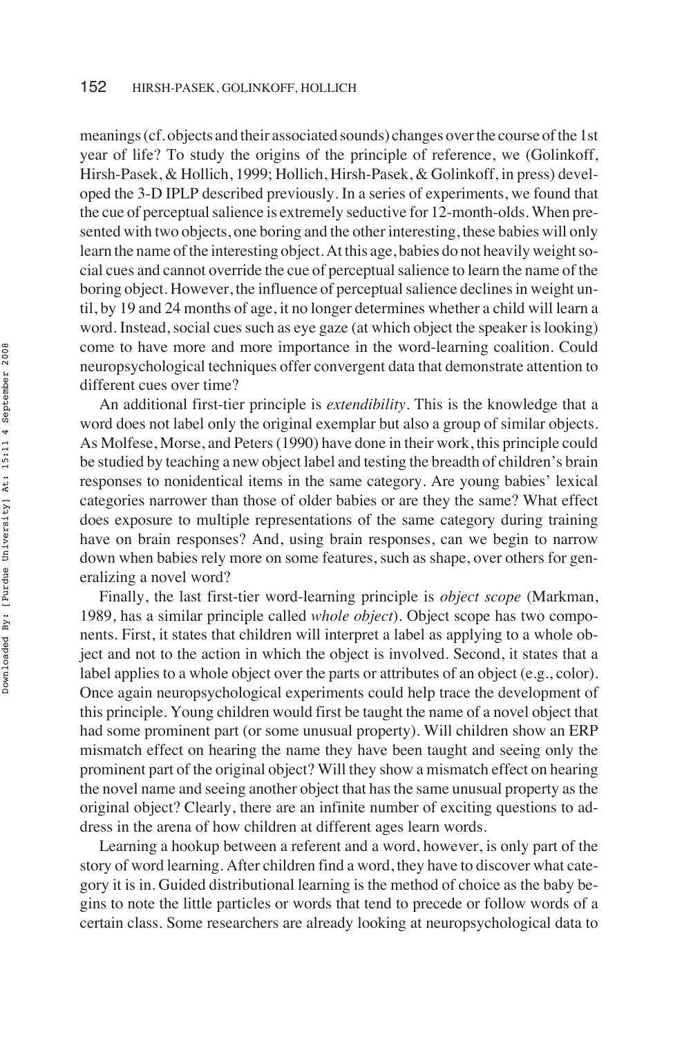meanings (cf. objects and their associated sounds) changes over the course of the 1st year of life? To study the origins of the principle of reference, we (Golinkoff, Hirsh-Pasek, & Hollich, 1999; Hollich, Hirsh-Pasek, & Golinkoff, in press) developed the 3-D IPLP described previously. In a series of experiments, we found that the cue of perceptual salience is extremely seductive for 12-month-olds. When presented with two objects, one boring and the other interesting, these babies will only learn the name of the interesting object. At this age, babies do not heavily weight social cues and cannot override the cue of perceptual salience to learn the name of the boring object. However, the influence of perceptual salience declines in weight until, by 19 and 24 months of age, it no longer determines whether a child will learn a word. Instead, social cues such as eye gaze (at which object the speaker is looking) come to have more and more importance in the word-learning coalition. Could neuropsychological techniques offer convergent data that demonstrate attention to different cues over time?

An additional first-tier principle is *extendibility*. This is the knowledge that a word does not label only the original exemplar but also a group of similar objects. As Molfese, Morse, and Peters (1990) have done in their work, this principle could be studied by teaching a new object label and testing the breadth of children's brain responses to nonidentical items in the same category. Are young babies' lexical categories narrower than those of older babies or are they the same? What effect does exposure to multiple representations of the same category during training have on brain responses? And, using brain responses, can we begin to narrow down when babies rely more on some features, such as shape, over others for generalizing a novel word?

Finally, the last first-tier word-learning principle is *object scope* (Markman, 1989, has a similar principle called *whole object*). Object scope has two components. First, it states that children will interpret a label as applying to a whole object and not to the action in which the object is involved. Second, it states that a label applies to a whole object over the parts or attributes of an object (e.g., color). Once again neuropsychological experiments could help trace the development of this principle. Young children would first be taught the name of a novel object that had some prominent part (or some unusual property). Will children show an ERP mismatch effect on hearing the name they have been taught and seeing only the prominent part of the original object? Will they show a mismatch effect on hearing the novel name and seeing another object that has the same unusual property as the original object? Clearly, there are an infinite number of exciting questions to address in the arena of how children at different ages learn words.

Learning a hookup between a referent and a word, however, is only part of the story of word learning. After children find a word, they have to discover what category it is in. Guided distributional learning is the method of choice as the baby begins to note the little particles or words that tend to precede or follow words of a certain class. Some researchers are already looking at neuropsychological data to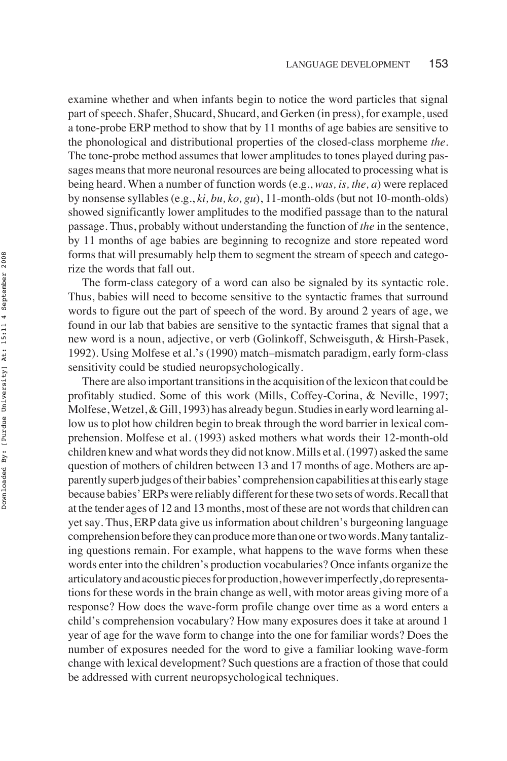examine whether and when infants begin to notice the word particles that signal part of speech. Shafer, Shucard, Shucard, and Gerken (in press), for example, used a tone-probe ERP method to show that by 11 months of age babies are sensitive to the phonological and distributional properties of the closed-class morpheme *the*. The tone-probe method assumes that lower amplitudes to tones played during passages means that more neuronal resources are being allocated to processing what is being heard. When a number of function words (e.g., *was, is, the, a*) were replaced by nonsense syllables (e.g., *ki, bu, ko, gu*), 11-month-olds (but not 10-month-olds) showed significantly lower amplitudes to the modified passage than to the natural passage. Thus, probably without understanding the function of *the* in the sentence, by 11 months of age babies are beginning to recognize and store repeated word forms that will presumably help them to segment the stream of speech and categorize the words that fall out.

The form-class category of a word can also be signaled by its syntactic role. Thus, babies will need to become sensitive to the syntactic frames that surround words to figure out the part of speech of the word. By around 2 years of age, we found in our lab that babies are sensitive to the syntactic frames that signal that a new word is a noun, adjective, or verb (Golinkoff, Schweisguth, & Hirsh-Pasek, 1992). Using Molfese et al.'s (1990) match–mismatch paradigm, early form-class sensitivity could be studied neuropsychologically.

There are also important transitions in the acquisition of the lexicon that could be profitably studied. Some of this work (Mills, Coffey-Corina, & Neville, 1997; Molfese, Wetzel, & Gill, 1993) has already begun. Studies in early word learning allow us to plot how children begin to break through the word barrier in lexical comprehension. Molfese et al. (1993) asked mothers what words their 12-month-old children knew and what words they did not know. Mills et al. (1997) asked the same question of mothers of children between 13 and 17 months of age. Mothers are apparently superb judges of their babies' comprehension capabilities at this early stage because babies' ERPs were reliably different for these two sets of words. Recall that at the tender ages of 12 and 13 months, most of these are not words that children can yet say. Thus, ERP data give us information about children's burgeoning language comprehension before they can produce more than one or two words. Many tantalizing questions remain. For example, what happens to the wave forms when these words enter into the children's production vocabularies? Once infants organize the articulatory and acoustic pieces for production, however imperfectly, do representations for these words in the brain change as well, with motor areas giving more of a response? How does the wave-form profile change over time as a word enters a child's comprehension vocabulary? How many exposures does it take at around 1 year of age for the wave form to change into the one for familiar words? Does the number of exposures needed for the word to give a familiar looking wave-form change with lexical development? Such questions are a fraction of those that could be addressed with current neuropsychological techniques.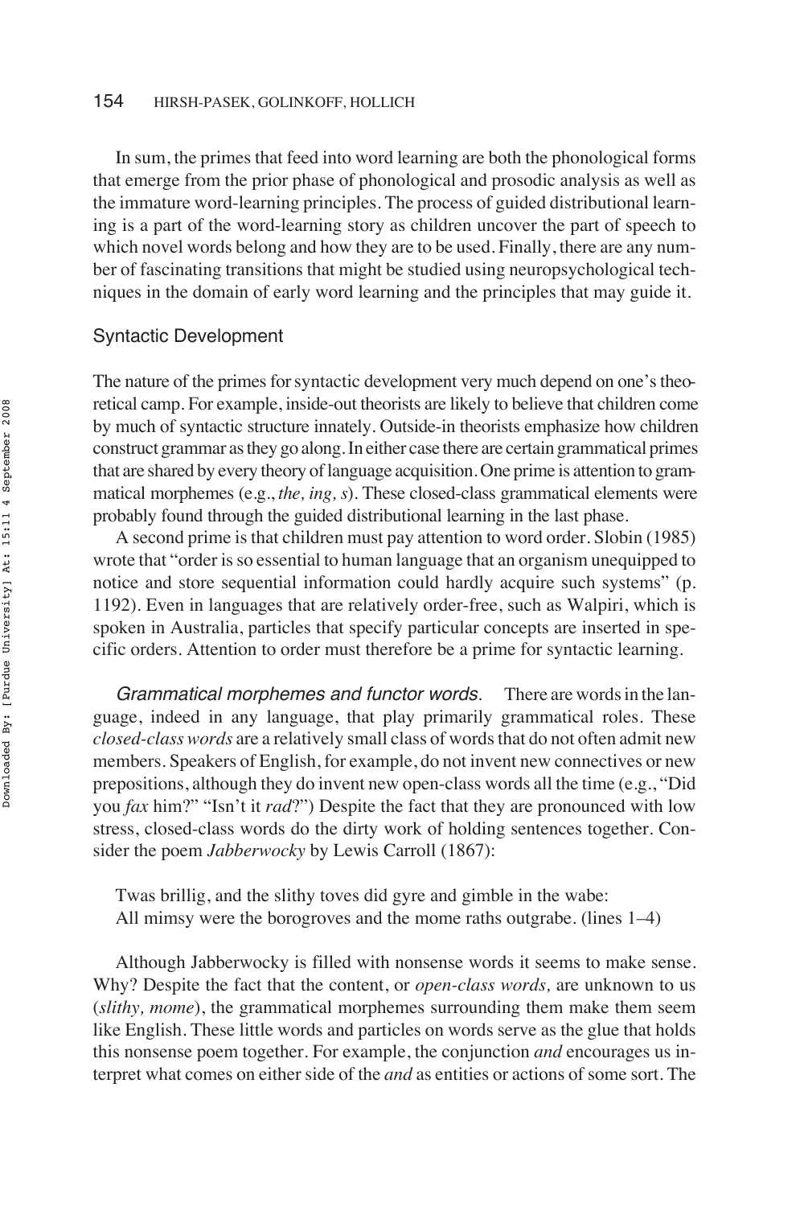In sum, the primes that feed into word learning are both the phonological forms that emerge from the prior phase of phonological and prosodic analysis as well as the immature word-learning principles. The process of guided distributional learning is a part of the word-learning story as children uncover the part of speech to which novel words belong and how they are to be used. Finally, there are any number of fascinating transitions that might be studied using neuropsychological techniques in the domain of early word learning and the principles that may guide it.

## Syntactic Development

The nature of the primes for syntactic development very much depend on one's theoretical camp. For example, inside-out theorists are likely to believe that children come by much of syntactic structure innately. Outside-in theorists emphasize how children construct grammar as they go along. In either case there are certain grammatical primes that are shared by every theory of language acquisition. One prime is attention to grammatical morphemes (e.g., *the, ing, s*). These closed-class grammatical elements were probably found through the guided distributional learning in the last phase.

A second prime is that children must pay attention to word order. Slobin (1985) wrote that "order is so essential to human language that an organism unequipped to notice and store sequential information could hardly acquire such systems" (p. 1192). Even in languages that are relatively order-free, such as Walpiri, which is spoken in Australia, particles that specify particular concepts are inserted in specific orders. Attention to order must therefore be a prime for syntactic learning.

*Grammatical morphemes and functor words.* There are words in the language, indeed in any language, that play primarily grammatical roles. These *closed-class words* are a relatively small class of words that do not often admit new members. Speakers of English, for example, do not invent new connectives or new prepositions, although they do invent new open-class words all the time (e.g., "Did you *fax* him?" "Isn't it *rad*?") Despite the fact that they are pronounced with low stress, closed-class words do the dirty work of holding sentences together. Consider the poem *Jabberwocky* by Lewis Carroll (1867):

> Twas brillig, and the slithy toves did gyre and gimble in the wabe:
> All mimsy were the borogroves and the mome raths outgrabe. (lines 1–4)

Although Jabberwocky is filled with nonsense words it seems to make sense. Why? Despite the fact that the content, or *open-class words,* are unknown to us (*slithy, mome*), the grammatical morphemes surrounding them make them seem like English. These little words and particles on words serve as the glue that holds this nonsense poem together. For example, the conjunction *and* encourages us interpret what comes on either side of the *and* as entities or actions of some sort. The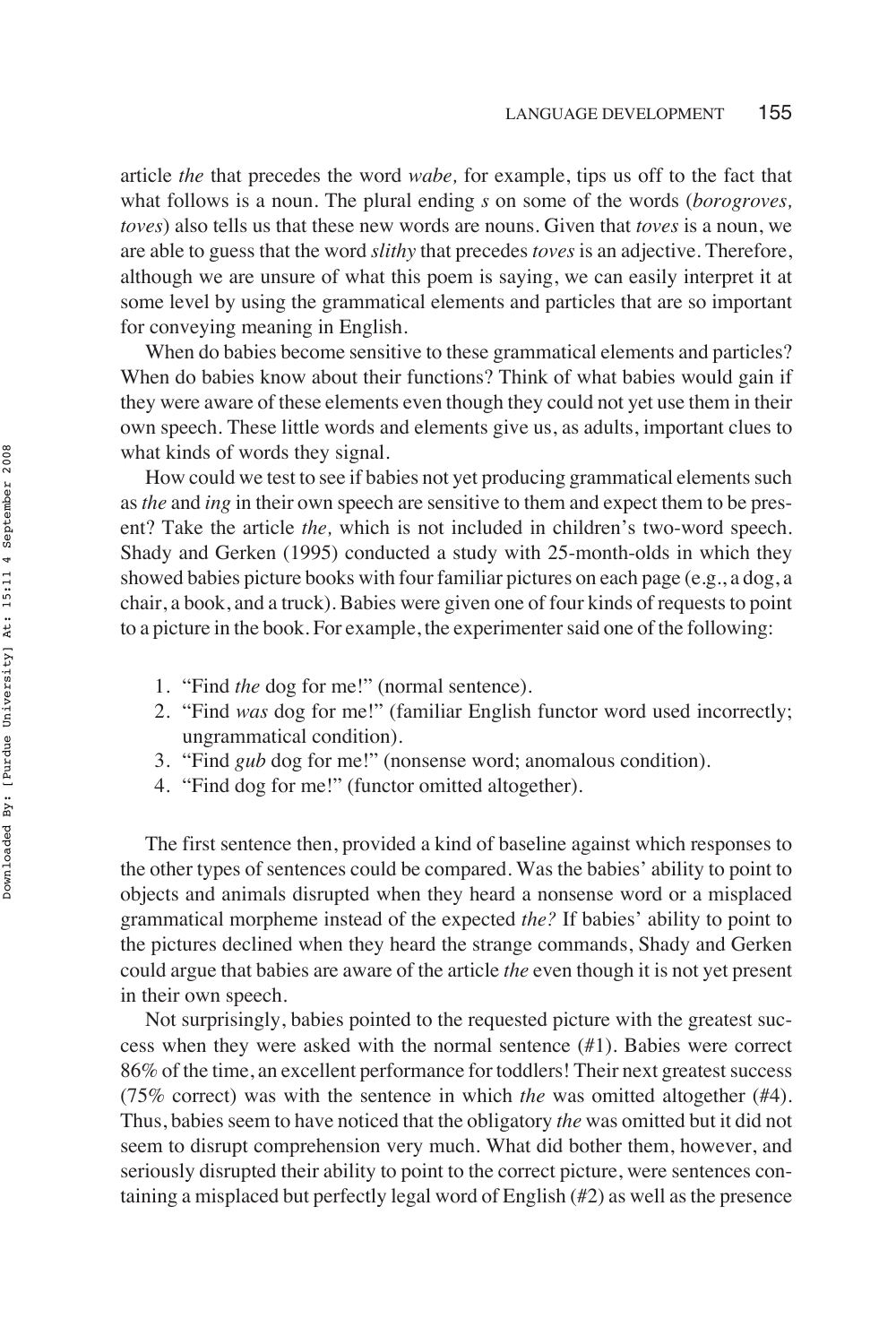article *the* that precedes the word *wabe,* for example, tips us off to the fact that what follows is a noun. The plural ending *s* on some of the words (*borogroves, toves*) also tells us that these new words are nouns. Given that *toves* is a noun, we are able to guess that the word *slithy* that precedes *toves* is an adjective. Therefore, although we are unsure of what this poem is saying, we can easily interpret it at some level by using the grammatical elements and particles that are so important for conveying meaning in English.

When do babies become sensitive to these grammatical elements and particles? When do babies know about their functions? Think of what babies would gain if they were aware of these elements even though they could not yet use them in their own speech. These little words and elements give us, as adults, important clues to what kinds of words they signal.

How could we test to see if babies not yet producing grammatical elements such as *the* and *ing* in their own speech are sensitive to them and expect them to be present? Take the article *the,* which is not included in children's two-word speech. Shady and Gerken (1995) conducted a study with 25-month-olds in which they showed babies picture books with four familiar pictures on each page (e.g., a dog, a chair, a book, and a truck). Babies were given one of four kinds of requests to point to a picture in the book. For example, the experimenter said one of the following:

1. "Find *the* dog for me!" (normal sentence).
2. "Find *was* dog for me!" (familiar English functor word used incorrectly; ungrammatical condition).
3. "Find *gub* dog for me!" (nonsense word; anomalous condition).
4. "Find dog for me!" (functor omitted altogether).

The first sentence then, provided a kind of baseline against which responses to the other types of sentences could be compared. Was the babies' ability to point to objects and animals disrupted when they heard a nonsense word or a misplaced grammatical morpheme instead of the expected *the?* If babies' ability to point to the pictures declined when they heard the strange commands, Shady and Gerken could argue that babies are aware of the article *the* even though it is not yet present in their own speech.

Not surprisingly, babies pointed to the requested picture with the greatest success when they were asked with the normal sentence (#1). Babies were correct 86% of the time, an excellent performance for toddlers! Their next greatest success (75% correct) was with the sentence in which *the* was omitted altogether (#4). Thus, babies seem to have noticed that the obligatory *the* was omitted but it did not seem to disrupt comprehension very much. What did bother them, however, and seriously disrupted their ability to point to the correct picture, were sentences containing a misplaced but perfectly legal word of English (#2) as well as the presence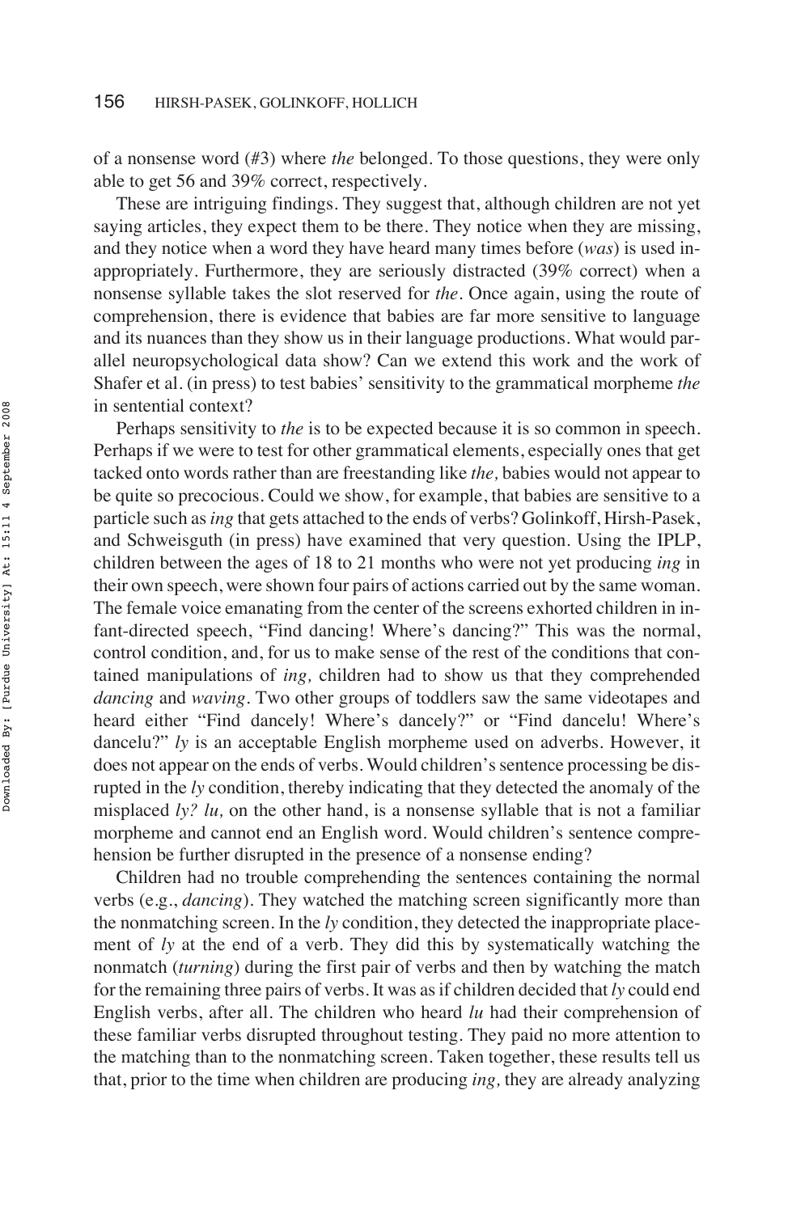of a nonsense word (#3) where *the* belonged. To those questions, they were only able to get 56 and 39% correct, respectively.

These are intriguing findings. They suggest that, although children are not yet saying articles, they expect them to be there. They notice when they are missing, and they notice when a word they have heard many times before (*was*) is used inappropriately. Furthermore, they are seriously distracted (39% correct) when a nonsense syllable takes the slot reserved for *the*. Once again, using the route of comprehension, there is evidence that babies are far more sensitive to language and its nuances than they show us in their language productions. What would parallel neuropsychological data show? Can we extend this work and the work of Shafer et al. (in press) to test babies' sensitivity to the grammatical morpheme *the* in sentential context?

Perhaps sensitivity to *the* is to be expected because it is so common in speech. Perhaps if we were to test for other grammatical elements, especially ones that get tacked onto words rather than are freestanding like *the,* babies would not appear to be quite so precocious. Could we show, for example, that babies are sensitive to a particle such as *ing* that gets attached to the ends of verbs? Golinkoff, Hirsh-Pasek, and Schweisguth (in press) have examined that very question. Using the IPLP, children between the ages of 18 to 21 months who were not yet producing *ing* in their own speech, were shown four pairs of actions carried out by the same woman. The female voice emanating from the center of the screens exhorted children in infant-directed speech, "Find dancing! Where's dancing?" This was the normal, control condition, and, for us to make sense of the rest of the conditions that contained manipulations of *ing,* children had to show us that they comprehended *dancing* and *waving*. Two other groups of toddlers saw the same videotapes and heard either "Find dancely! Where's dancely?" or "Find dancelu! Where's dancelu?" *ly* is an acceptable English morpheme used on adverbs. However, it does not appear on the ends of verbs. Would children's sentence processing be disrupted in the *ly* condition, thereby indicating that they detected the anomaly of the misplaced *ly? lu,* on the other hand, is a nonsense syllable that is not a familiar morpheme and cannot end an English word. Would children's sentence comprehension be further disrupted in the presence of a nonsense ending?

Children had no trouble comprehending the sentences containing the normal verbs (e.g., *dancing*). They watched the matching screen significantly more than the nonmatching screen. In the *ly* condition, they detected the inappropriate placement of *ly* at the end of a verb. They did this by systematically watching the nonmatch (*turning*) during the first pair of verbs and then by watching the match for the remaining three pairs of verbs. It was as if children decided that *ly* could end English verbs, after all. The children who heard *lu* had their comprehension of these familiar verbs disrupted throughout testing. They paid no more attention to the matching than to the nonmatching screen. Taken together, these results tell us that, prior to the time when children are producing *ing,* they are already analyzing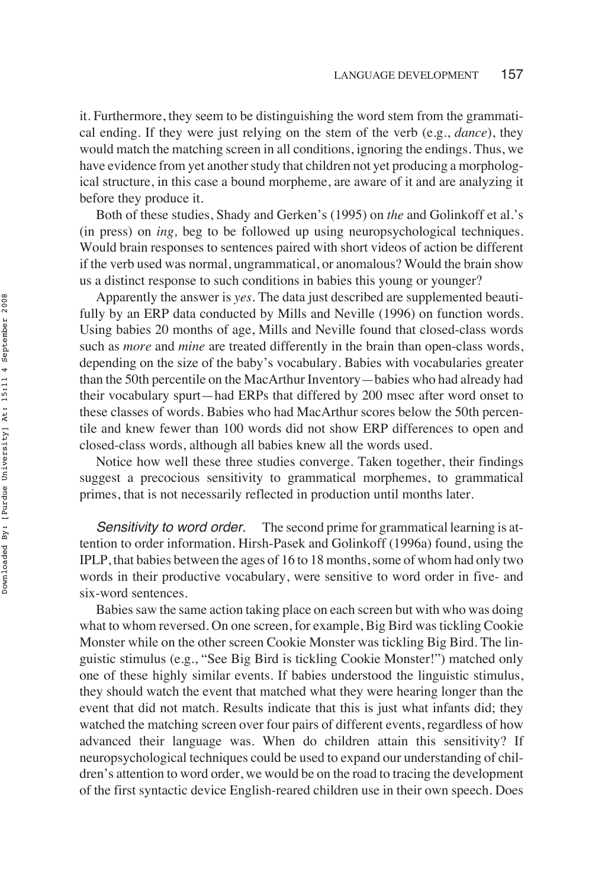it. Furthermore, they seem to be distinguishing the word stem from the grammatical ending. If they were just relying on the stem of the verb (e.g., *dance*), they would match the matching screen in all conditions, ignoring the endings. Thus, we have evidence from yet another study that children not yet producing a morphological structure, in this case a bound morpheme, are aware of it and are analyzing it before they produce it.

Both of these studies, Shady and Gerken's (1995) on *the* and Golinkoff et al.'s (in press) on *ing,* beg to be followed up using neuropsychological techniques. Would brain responses to sentences paired with short videos of action be different if the verb used was normal, ungrammatical, or anomalous? Would the brain show us a distinct response to such conditions in babies this young or younger?

Apparently the answer is *yes*. The data just described are supplemented beautifully by an ERP data conducted by Mills and Neville (1996) on function words. Using babies 20 months of age, Mills and Neville found that closed-class words such as *more* and *mine* are treated differently in the brain than open-class words, depending on the size of the baby's vocabulary. Babies with vocabularies greater than the 50th percentile on the MacArthur Inventory—babies who had already had their vocabulary spurt—had ERPs that differed by 200 msec after word onset to these classes of words. Babies who had MacArthur scores below the 50th percentile and knew fewer than 100 words did not show ERP differences to open and closed-class words, although all babies knew all the words used.

Notice how well these three studies converge. Taken together, their findings suggest a precocious sensitivity to grammatical morphemes, to grammatical primes, that is not necessarily reflected in production until months later.

*Sensitivity to word order.* The second prime for grammatical learning is attention to order information. Hirsh-Pasek and Golinkoff (1996a) found, using the IPLP, that babies between the ages of 16 to 18 months, some of whom had only two words in their productive vocabulary, were sensitive to word order in five- and six-word sentences.

Babies saw the same action taking place on each screen but with who was doing what to whom reversed. On one screen, for example, Big Bird was tickling Cookie Monster while on the other screen Cookie Monster was tickling Big Bird. The linguistic stimulus (e.g., "See Big Bird is tickling Cookie Monster!") matched only one of these highly similar events. If babies understood the linguistic stimulus, they should watch the event that matched what they were hearing longer than the event that did not match. Results indicate that this is just what infants did; they watched the matching screen over four pairs of different events, regardless of how advanced their language was. When do children attain this sensitivity? If neuropsychological techniques could be used to expand our understanding of children's attention to word order, we would be on the road to tracing the development of the first syntactic device English-reared children use in their own speech. Does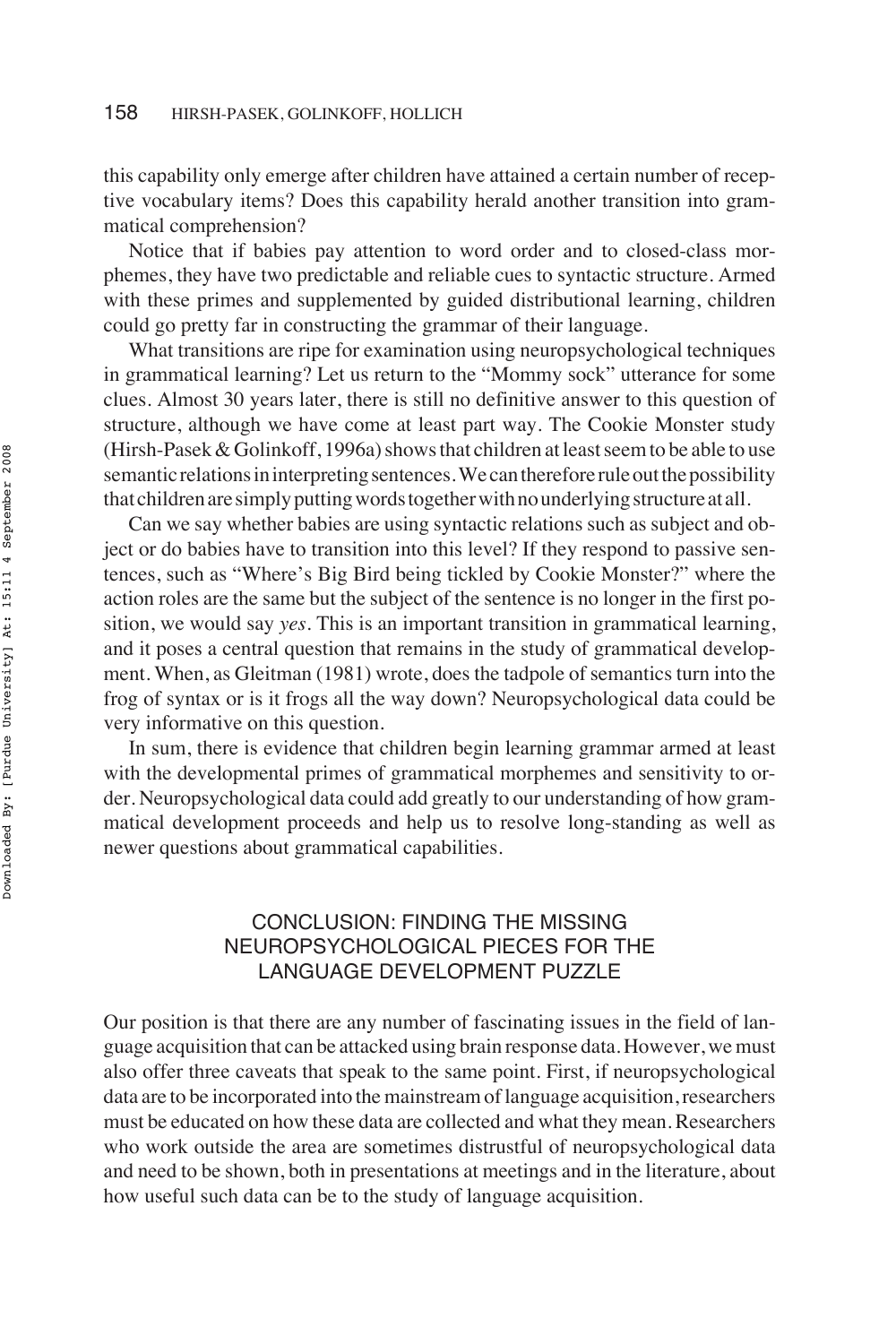this capability only emerge after children have attained a certain number of receptive vocabulary items? Does this capability herald another transition into grammatical comprehension?

Notice that if babies pay attention to word order and to closed-class morphemes, they have two predictable and reliable cues to syntactic structure. Armed with these primes and supplemented by guided distributional learning, children could go pretty far in constructing the grammar of their language.

What transitions are ripe for examination using neuropsychological techniques in grammatical learning? Let us return to the "Mommy sock" utterance for some clues. Almost 30 years later, there is still no definitive answer to this question of structure, although we have come at least part way. The Cookie Monster study (Hirsh-Pasek & Golinkoff, 1996a) shows that children at least seem to be able to use semantic relations in interpreting sentences. We can therefore rule out the possibility that children are simply putting words together with no underlying structure at all.

Can we say whether babies are using syntactic relations such as subject and object or do babies have to transition into this level? If they respond to passive sentences, such as "Where's Big Bird being tickled by Cookie Monster?" where the action roles are the same but the subject of the sentence is no longer in the first position, we would say *yes*. This is an important transition in grammatical learning, and it poses a central question that remains in the study of grammatical development. When, as Gleitman (1981) wrote, does the tadpole of semantics turn into the frog of syntax or is it frogs all the way down? Neuropsychological data could be very informative on this question.

In sum, there is evidence that children begin learning grammar armed at least with the developmental primes of grammatical morphemes and sensitivity to order. Neuropsychological data could add greatly to our understanding of how grammatical development proceeds and help us to resolve long-standing as well as newer questions about grammatical capabilities.

## CONCLUSION: FINDING THE MISSING NEUROPSYCHOLOGICAL PIECES FOR THE LANGUAGE DEVELOPMENT PUZZLE

Our position is that there are any number of fascinating issues in the field of language acquisition that can be attacked using brain response data. However, we must also offer three caveats that speak to the same point. First, if neuropsychological data are to be incorporated into the mainstream of language acquisition, researchers must be educated on how these data are collected and what they mean. Researchers who work outside the area are sometimes distrustful of neuropsychological data and need to be shown, both in presentations at meetings and in the literature, about how useful such data can be to the study of language acquisition.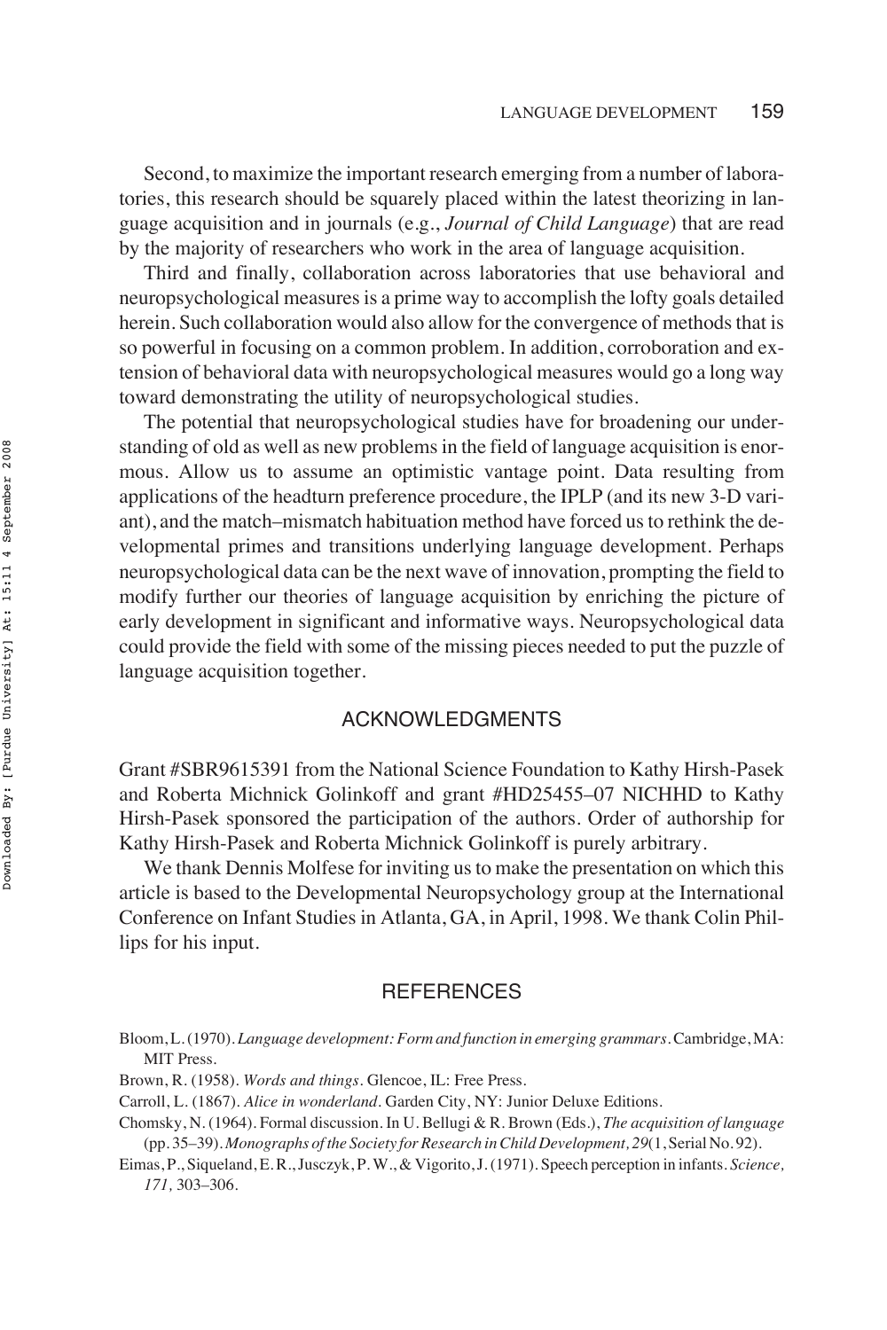Second, to maximize the important research emerging from a number of laboratories, this research should be squarely placed within the latest theorizing in language acquisition and in journals (e.g., *Journal of Child Language*) that are read by the majority of researchers who work in the area of language acquisition.

Third and finally, collaboration across laboratories that use behavioral and neuropsychological measures is a prime way to accomplish the lofty goals detailed herein. Such collaboration would also allow for the convergence of methods that is so powerful in focusing on a common problem. In addition, corroboration and extension of behavioral data with neuropsychological measures would go a long way toward demonstrating the utility of neuropsychological studies.

The potential that neuropsychological studies have for broadening our understanding of old as well as new problems in the field of language acquisition is enormous. Allow us to assume an optimistic vantage point. Data resulting from applications of the headturn preference procedure, the IPLP (and its new 3-D variant), and the match–mismatch habituation method have forced us to rethink the developmental primes and transitions underlying language development. Perhaps neuropsychological data can be the next wave of innovation, prompting the field to modify further our theories of language acquisition by enriching the picture of early development in significant and informative ways. Neuropsychological data could provide the field with some of the missing pieces needed to put the puzzle of language acquisition together.

## ACKNOWLEDGMENTS

Grant #SBR9615391 from the National Science Foundation to Kathy Hirsh-Pasek and Roberta Michnick Golinkoff and grant #HD25455–07 NICHHD to Kathy Hirsh-Pasek sponsored the participation of the authors. Order of authorship for Kathy Hirsh-Pasek and Roberta Michnick Golinkoff is purely arbitrary.

We thank Dennis Molfese for inviting us to make the presentation on which this article is based to the Developmental Neuropsychology group at the International Conference on Infant Studies in Atlanta, GA, in April, 1998. We thank Colin Phillips for his input.

## REFERENCES

Bloom, L. (1970). *Language development: Form and function in emerging grammars*. Cambridge, MA: MIT Press.

Brown, R. (1958). *Words and things*. Glencoe, IL: Free Press.

Carroll, L. (1867). *Alice in wonderland*. Garden City, NY: Junior Deluxe Editions.

Chomsky, N. (1964). Formal discussion. In U. Bellugi & R. Brown (Eds.), *The acquisition of language* (pp. 35–39). *Monographs of the Society for Research in Child Development, 29*(1, Serial No. 92).

Eimas, P., Siqueland, E. R., Jusczyk, P. W., & Vigorito, J. (1971). Speech perception in infants. *Science, 171,* 303–306.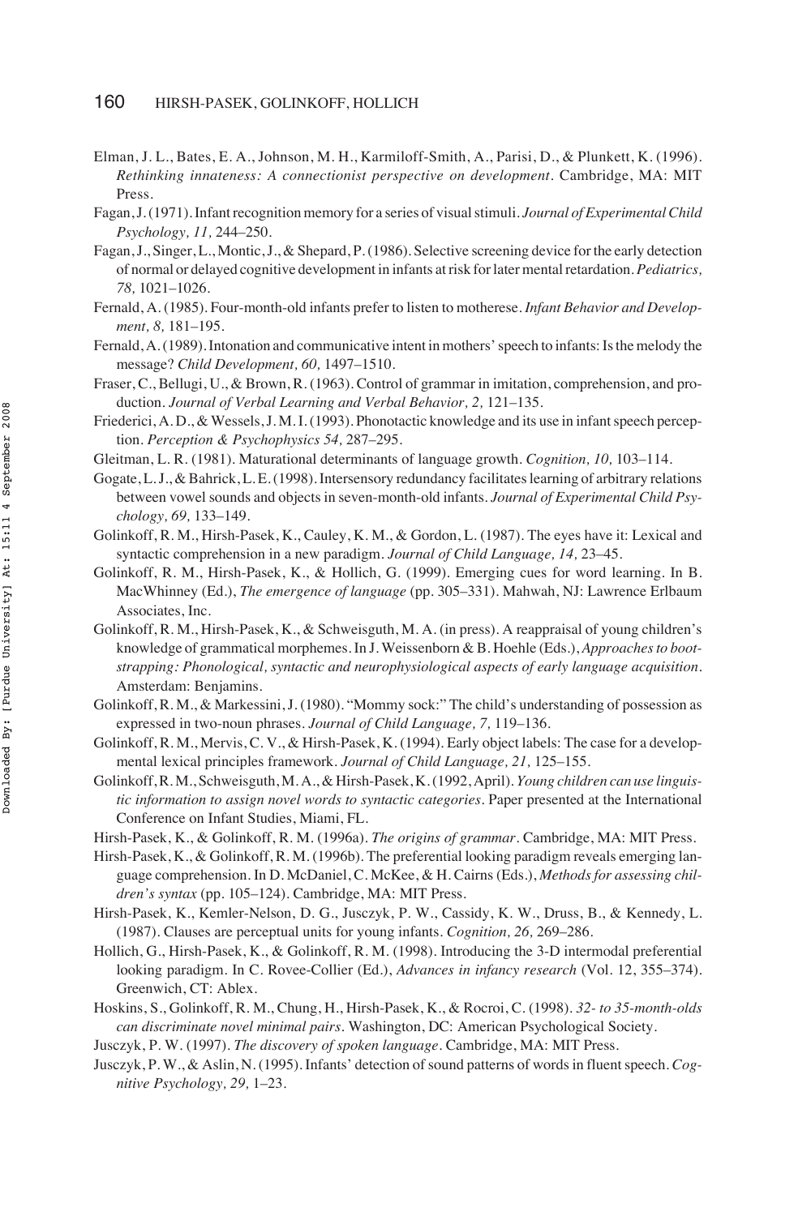Elman, J. L., Bates, E. A., Johnson, M. H., Karmiloff-Smith, A., Parisi, D., & Plunkett, K. (1996). *Rethinking innateness: A connectionist perspective on development*. Cambridge, MA: MIT Press.

Fagan, J. (1971). Infant recognition memory for a series of visual stimuli. *Journal of Experimental Child Psychology, 11,* 244–250.

Fagan, J., Singer, L., Montic, J., & Shepard, P. (1986). Selective screening device for the early detection of normal or delayed cognitive development in infants at risk for later mental retardation. *Pediatrics, 78,* 1021–1026.

Fernald, A. (1985). Four-month-old infants prefer to listen to motherese. *Infant Behavior and Development, 8,* 181–195.

Fernald, A. (1989). Intonation and communicative intent in mothers' speech to infants: Is the melody the message? *Child Development, 60,* 1497–1510.

Fraser, C., Bellugi, U., & Brown, R. (1963). Control of grammar in imitation, comprehension, and production. *Journal of Verbal Learning and Verbal Behavior, 2,* 121–135.

Friederici, A. D., & Wessels, J. M. I. (1993). Phonotactic knowledge and its use in infant speech perception. *Perception & Psychophysics 54,* 287–295.

Gleitman, L. R. (1981). Maturational determinants of language growth. *Cognition, 10,* 103–114.

Gogate, L. J., & Bahrick, L. E. (1998). Intersensory redundancy facilitates learning of arbitrary relations between vowel sounds and objects in seven-month-old infants. *Journal of Experimental Child Psychology, 69,* 133–149.

Golinkoff, R. M., Hirsh-Pasek, K., Cauley, K. M., & Gordon, L. (1987). The eyes have it: Lexical and syntactic comprehension in a new paradigm. *Journal of Child Language, 14,* 23–45.

Golinkoff, R. M., Hirsh-Pasek, K., & Hollich, G. (1999). Emerging cues for word learning. In B. MacWhinney (Ed.), *The emergence of language* (pp. 305–331). Mahwah, NJ: Lawrence Erlbaum Associates, Inc.

Golinkoff, R. M., Hirsh-Pasek, K., & Schweisguth, M. A. (in press). A reappraisal of young children's knowledge of grammatical morphemes. In J. Weissenborn & B. Hoehle (Eds.), *Approaches to bootstrapping: Phonological, syntactic and neurophysiological aspects of early language acquisition*. Amsterdam: Benjamins.

Golinkoff, R. M., & Markessini, J. (1980). "Mommy sock:" The child's understanding of possession as expressed in two-noun phrases. *Journal of Child Language, 7,* 119–136.

Golinkoff, R. M., Mervis, C. V., & Hirsh-Pasek, K. (1994). Early object labels: The case for a developmental lexical principles framework. *Journal of Child Language, 21,* 125–155.

Golinkoff, R. M., Schweisguth, M. A., & Hirsh-Pasek, K. (1992, April). *Young children can use linguistic information to assign novel words to syntactic categories*. Paper presented at the International Conference on Infant Studies, Miami, FL.

Hirsh-Pasek, K., & Golinkoff, R. M. (1996a). *The origins of grammar*. Cambridge, MA: MIT Press.

Hirsh-Pasek, K., & Golinkoff, R. M. (1996b). The preferential looking paradigm reveals emerging language comprehension. In D. McDaniel, C. McKee, & H. Cairns (Eds.), *Methods for assessing children's syntax* (pp. 105–124). Cambridge, MA: MIT Press.

Hirsh-Pasek, K., Kemler-Nelson, D. G., Jusczyk, P. W., Cassidy, K. W., Druss, B., & Kennedy, L. (1987). Clauses are perceptual units for young infants. *Cognition, 26,* 269–286.

Hollich, G., Hirsh-Pasek, K., & Golinkoff, R. M. (1998). Introducing the 3-D intermodal preferential looking paradigm. In C. Rovee-Collier (Ed.), *Advances in infancy research* (Vol. 12, 355–374). Greenwich, CT: Ablex.

Hoskins, S., Golinkoff, R. M., Chung, H., Hirsh-Pasek, K., & Rocroi, C. (1998). *32- to 35-month-olds can discriminate novel minimal pairs*. Washington, DC: American Psychological Society.

Jusczyk, P. W. (1997). *The discovery of spoken language*. Cambridge, MA: MIT Press.

Jusczyk, P. W., & Aslin, N. (1995). Infants' detection of sound patterns of words in fluent speech. *Cognitive Psychology, 29,* 1–23.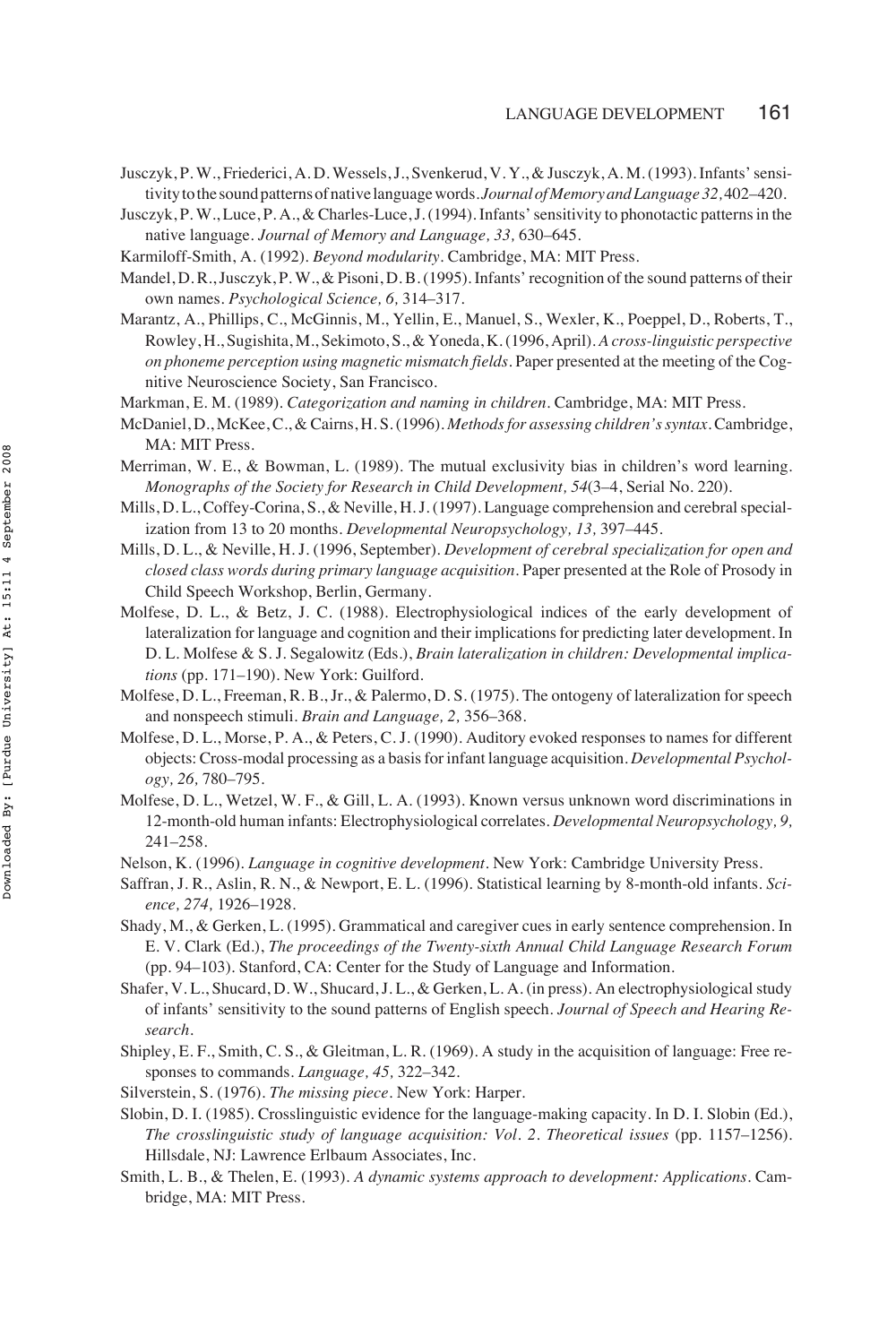Jusczyk, P. W., Friederici, A. D. Wessels, J., Svenkerud, V. Y., & Jusczyk, A. M. (1993). Infants' sensitivity to the sound patterns of native language words. *Journal of Memory and Language 32,* 402–420.

Jusczyk, P. W., Luce, P. A., & Charles-Luce, J. (1994). Infants' sensitivity to phonotactic patterns in the native language. *Journal of Memory and Language, 33,* 630–645.

Karmiloff-Smith, A. (1992). *Beyond modularity*. Cambridge, MA: MIT Press.

Mandel, D. R., Jusczyk, P. W., & Pisoni, D. B. (1995). Infants' recognition of the sound patterns of their own names. *Psychological Science, 6,* 314–317.

Marantz, A., Phillips, C., McGinnis, M., Yellin, E., Manuel, S., Wexler, K., Poeppel, D., Roberts, T., Rowley, H., Sugishita, M., Sekimoto, S., & Yoneda, K. (1996, April). *A cross-linguistic perspective on phoneme perception using magnetic mismatch fields*. Paper presented at the meeting of the Cognitive Neuroscience Society, San Francisco.

Markman, E. M. (1989). *Categorization and naming in children*. Cambridge, MA: MIT Press.

McDaniel, D., McKee, C., & Cairns, H. S. (1996). *Methods for assessing children's syntax*. Cambridge, MA: MIT Press.

Merriman, W. E., & Bowman, L. (1989). The mutual exclusivity bias in children's word learning. *Monographs of the Society for Research in Child Development, 54*(3–4, Serial No. 220).

Mills, D. L., Coffey-Corina, S., & Neville, H. J. (1997). Language comprehension and cerebral specialization from 13 to 20 months. *Developmental Neuropsychology, 13,* 397–445.

Mills, D. L., & Neville, H. J. (1996, September). *Development of cerebral specialization for open and closed class words during primary language acquisition*. Paper presented at the Role of Prosody in Child Speech Workshop, Berlin, Germany.

Molfese, D. L., & Betz, J. C. (1988). Electrophysiological indices of the early development of lateralization for language and cognition and their implications for predicting later development. In D. L. Molfese & S. J. Segalowitz (Eds.), *Brain lateralization in children: Developmental implications* (pp. 171–190). New York: Guilford.

Molfese, D. L., Freeman, R. B., Jr., & Palermo, D. S. (1975). The ontogeny of lateralization for speech and nonspeech stimuli. *Brain and Language, 2,* 356–368.

Molfese, D. L., Morse, P. A., & Peters, C. J. (1990). Auditory evoked responses to names for different objects: Cross-modal processing as a basis for infant language acquisition. *Developmental Psychology, 26,* 780–795.

Molfese, D. L., Wetzel, W. F., & Gill, L. A. (1993). Known versus unknown word discriminations in 12-month-old human infants: Electrophysiological correlates. *Developmental Neuropsychology, 9,* 241–258.

Nelson, K. (1996). *Language in cognitive development*. New York: Cambridge University Press.

Saffran, J. R., Aslin, R. N., & Newport, E. L. (1996). Statistical learning by 8-month-old infants. *Science, 274,* 1926–1928.

Shady, M., & Gerken, L. (1995). Grammatical and caregiver cues in early sentence comprehension. In E. V. Clark (Ed.), *The proceedings of the Twenty-sixth Annual Child Language Research Forum* (pp. 94–103). Stanford, CA: Center for the Study of Language and Information.

Shafer, V. L., Shucard, D. W., Shucard, J. L., & Gerken, L. A. (in press). An electrophysiological study of infants' sensitivity to the sound patterns of English speech. *Journal of Speech and Hearing Research*.

Shipley, E. F., Smith, C. S., & Gleitman, L. R. (1969). A study in the acquisition of language: Free responses to commands. *Language, 45,* 322–342.

Silverstein, S. (1976). *The missing piece*. New York: Harper.

Slobin, D. I. (1985). Crosslinguistic evidence for the language-making capacity. In D. I. Slobin (Ed.), *The crosslinguistic study of language acquisition: Vol. 2. Theoretical issues* (pp. 1157–1256). Hillsdale, NJ: Lawrence Erlbaum Associates, Inc.

Smith, L. B., & Thelen, E. (1993). *A dynamic systems approach to development: Applications*. Cambridge, MA: MIT Press.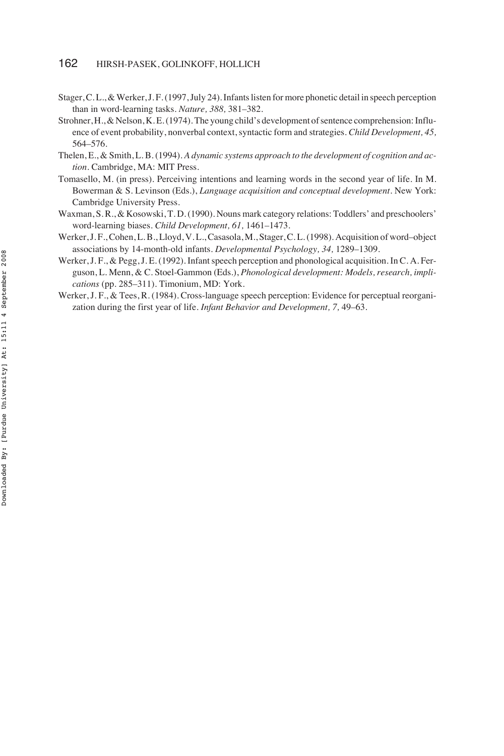Stager, C. L., & Werker, J. F. (1997, July 24). Infants listen for more phonetic detail in speech perception than in word-learning tasks. *Nature, 388,* 381–382.

Strohner, H., & Nelson, K. E. (1974). The young child's development of sentence comprehension: Influence of event probability, nonverbal context, syntactic form and strategies. *Child Development, 45,* 564–576.

Thelen, E., & Smith, L. B. (1994). *A dynamic systems approach to the development of cognition and action*. Cambridge, MA: MIT Press.

Tomasello, M. (in press). Perceiving intentions and learning words in the second year of life. In M. Bowerman & S. Levinson (Eds.), *Language acquisition and conceptual development*. New York: Cambridge University Press.

Waxman, S. R., & Kosowski, T. D. (1990). Nouns mark category relations: Toddlers' and preschoolers' word-learning biases. *Child Development, 61,* 1461–1473.

Werker, J. F., Cohen, L. B., Lloyd, V. L., Casasola, M., Stager, C. L. (1998). Acquisition of word–object associations by 14-month-old infants. *Developmental Psychology, 34,* 1289–1309.

Werker, J. F., & Pegg, J. E. (1992). Infant speech perception and phonological acquisition. In C. A. Ferguson, L. Menn, & C. Stoel-Gammon (Eds.), *Phonological development: Models, research, implications* (pp. 285–311). Timonium, MD: York.

Werker, J. F., & Tees, R. (1984). Cross-language speech perception: Evidence for perceptual reorganization during the first year of life. *Infant Behavior and Development, 7,* 49–63.